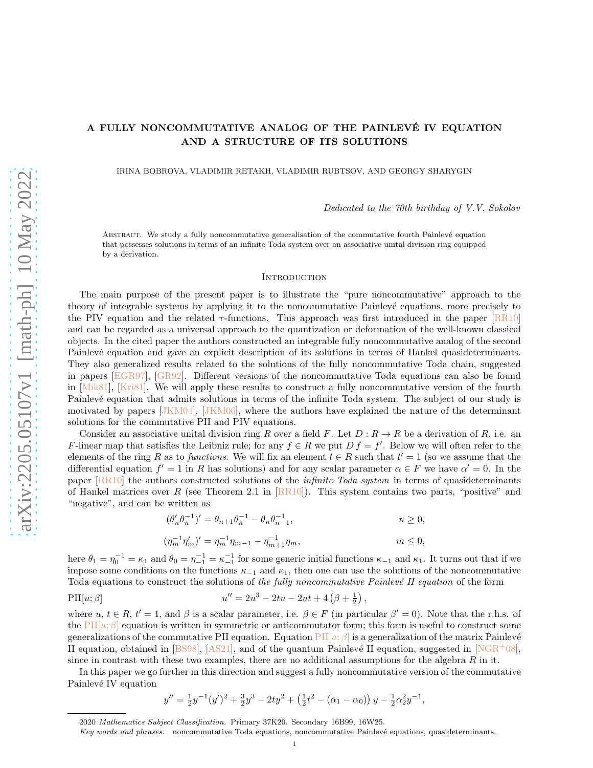# A FULLY NONCOMMUTATIVE ANALOG OF THE PAINLEVÉ IV EQUATION AND A STRUCTURE OF ITS SOLUTIONS

IRINA BOBROVA, VLADIMIR RETAKH, VLADIMIR RUBTSOV, AND GEORGY SHARYGIN

*Dedicated to the 70th birthday of V.V. Sokolov*

Abstract. We study a fully noncommutative generalisation of the commutative fourth Painlevé equation that possesses solutions in terms of an infinite Toda system over an associative unital division ring equipped by a derivation.

## Introduction

The main purpose of the present paper is to illustrate the "pure noncommutative" approach to the theory of integrable systems by applying it to the noncommutative Painlevé equations, more precisely to the PIV equation and the related $\tau$-functions. This approach was first introduced in the paper [RR10] and can be regarded as a universal approach to the quantization or deformation of the well-known classical objects. In the cited paper the authors constructed an integrable fully noncommutative analog of the second Painlevé equation and gave an explicit description of its solutions in terms of Hankel quasideterminants. They also generalized results related to the solutions of the fully noncommutative Toda chain, suggested in papers [EGR97], [GR92]. Different versions of the noncommutative Toda equations can also be found in [Mik81], [Kri81]. We will apply these results to construct a fully noncommutative version of the fourth Painlevé equation that admits solutions in terms of the infinite Toda system. The subject of our study is motivated by papers [JKM04], [JKM06], where the authors have explained the nature of the determinant solutions for the commutative PII and PIV equations.

Consider an associative unital division ring $R$ over a field $F$. Let $D : R \to R$ be a derivation of $R$, i.e. an $F$-linear map that satisfies the Leibniz rule; for any $f \in R$ we put $D\,f = f'$. Below we will often refer to the elements of the ring $R$ as to *functions*. We will fix an element $t \in R$ such that $t' = 1$ (so we assume that the differential equation $f' = 1$ in $R$ has solutions) and for any scalar parameter $\alpha \in F$ we have $\alpha' = 0$. In the paper [RR10] the authors constructed solutions of the *infinite Toda system* in terms of quasideterminants of Hankel matrices over $R$ (see Theorem 2.1 in [RR10]). This system contains two parts, "positive" and "negative", and can be written as

$$(\theta_n'\theta_n^{-1})' = \theta_{n+1}\theta_n^{-1} - \theta_n\theta_{n-1}^{-1}, \qquad n \geq 0,$$

$$(\eta_m^{-1}\eta_m')' = \eta_m^{-1}\eta_{m-1} - \eta_{m+1}^{-1}\eta_m, \qquad m \leq 0,$$

here $\theta_1 = \eta_0^{-1} = \kappa_1$ and $\theta_0 = \eta_{-1}^{-1} = \kappa_{-1}^{-1}$ for some generic initial functions $\kappa_{-1}$ and $\kappa_1$. It turns out that if we impose some conditions on the functions $\kappa_{-1}$ and $\kappa_1$, then one can use the solutions of the noncommutative Toda equations to construct the solutions of *the fully noncommutative Painlevé II equation* of the form

$$\text{PII}[u;\beta] \qquad u'' = 2u^3 - 2tu - 2ut + 4\left(\beta + \tfrac{1}{2}\right),$$

where $u$, $t \in R$, $t' = 1$, and $\beta$ is a scalar parameter, i.e. $\beta \in F$ (in particular $\beta' = 0$). Note that the r.h.s. of the PII$[u;\beta]$ equation is written in symmetric or anticommutator form; this form is useful to construct some generalizations of the commutative PII equation. Equation PII$[u;\beta]$ is a generalization of the matrix Painlevé II equation, obtained in [BS98], [AS21], and of the quantum Painlevé II equation, suggested in [NGR+08], since in contrast with these two examples, there are no additional assumptions for the algebra $R$ in it.

In this paper we go further in this direction and suggest a fully noncommutative version of the commutative Painlevé IV equation

$$y'' = \tfrac{1}{2}y^{-1}(y')^2 + \tfrac{3}{2}y^3 - 2ty^2 + \left(\tfrac{1}{2}t^2 - (\alpha_1 - \alpha_0)\right)y - \tfrac{1}{2}\alpha_2^2 y^{-1},$$

2020 *Mathematics Subject Classification.* Primary 37K20. Secondary 16B99, 16W25.

*Key words and phrases.* noncommutative Toda equations, noncommutative Painlevé equations, quasideterminants.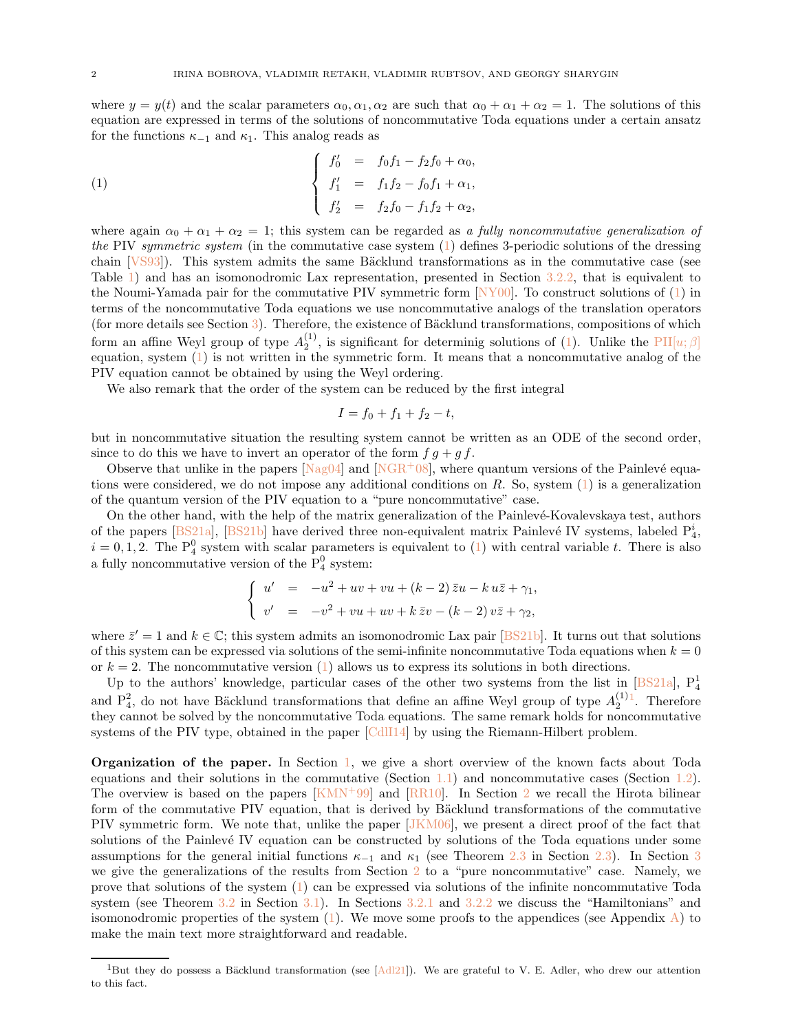where $y = y(t)$ and the scalar parameters $\alpha_0, \alpha_1, \alpha_2$ are such that $\alpha_0 + \alpha_1 + \alpha_2 = 1$. The solutions of this equation are expressed in terms of the solutions of noncommutative Toda equations under a certain ansatz for the functions $\kappa_{-1}$ and $\kappa_1$. This analog reads as

$$
\left\{
\begin{array}{rcl}
f_0' & = & f_0 f_1 - f_2 f_0 + \alpha_0, \\
f_1' & = & f_1 f_2 - f_0 f_1 + \alpha_1, \\
f_2' & = & f_2 f_0 - f_1 f_2 + \alpha_2,
\end{array}
\right.
\tag{1}
$$

where again $\alpha_0 + \alpha_1 + \alpha_2 = 1$; this system can be regarded as *a fully noncommutative generalization of the* PIV *symmetric system* (in the commutative case system (1) defines 3-periodic solutions of the dressing chain [VS93]). This system admits the same Bäcklund transformations as in the commutative case (see Table 1) and has an isomonodromic Lax representation, presented in Section 3.2.2, that is equivalent to the Noumi-Yamada pair for the commutative PIV symmetric form [NY00]. To construct solutions of (1) in terms of the noncommutative Toda equations we use noncommutative analogs of the translation operators (for more details see Section 3). Therefore, the existence of Bäcklund transformations, compositions of which form an affine Weyl group of type $A_2^{(1)}$, is significant for determinig solutions of (1). Unlike the PII$[u;\beta]$ equation, system (1) is not written in the symmetric form. It means that a noncommutative analog of the PIV equation cannot be obtained by using the Weyl ordering.

We also remark that the order of the system can be reduced by the first integral

$$
I = f_0 + f_1 + f_2 - t,
$$

but in noncommutative situation the resulting system cannot be written as an ODE of the second order, since to do this we have to invert an operator of the form $f\,g + g\,f$.

Observe that unlike in the papers [Nag04] and [NGR+08], where quantum versions of the Painlevé equations were considered, we do not impose any additional conditions on $R$. So, system (1) is a generalization of the quantum version of the PIV equation to a "pure noncommutative" case.

On the other hand, with the help of the matrix generalization of the Painlevé-Kovalevskaya test, authors of the papers [BS21a], [BS21b] have derived three non-equivalent matrix Painlevé IV systems, labeled $\mathrm{P}_4^i$, $i = 0, 1, 2$. The $\mathrm{P}_4^0$ system with scalar parameters is equivalent to (1) with central variable $t$. There is also a fully noncommutative version of the $\mathrm{P}_4^0$ system:

$$
\left\{
\begin{array}{rcl}
u' & = & -u^2 + uv + vu + (k-2)\,\bar{z}u - k\,u\bar{z} + \gamma_1, \\
v' & = & -v^2 + vu + uv + k\,\bar{z}v - (k-2)\,v\bar{z} + \gamma_2,
\end{array}
\right.
$$

where $\bar{z}' = 1$ and $k \in \mathbb{C}$; this system admits an isomonodromic Lax pair [BS21b]. It turns out that solutions of this system can be expressed via solutions of the semi-infinite noncommutative Toda equations when $k = 0$ or $k = 2$. The noncommutative version (1) allows us to express its solutions in both directions.

Up to the authors' knowledge, particular cases of the other two systems from the list in [BS21a], $\mathrm{P}_4^1$ and $\mathrm{P}_4^2$, do not have Bäcklund transformations that define an affine Weyl group of type $A_2^{(1)}$[1]. Therefore they cannot be solved by the noncommutative Toda equations. The same remark holds for noncommutative systems of the PIV type, obtained in the paper [CdlI14] by using the Riemann-Hilbert problem.

**Organization of the paper.** In Section 1, we give a short overview of the known facts about Toda equations and their solutions in the commutative (Section 1.1) and noncommutative cases (Section 1.2). The overview is based on the papers [KMN+99] and [RR10]. In Section 2 we recall the Hirota bilinear form of the commutative PIV equation, that is derived by Bäcklund transformations of the commutative PIV symmetric form. We note that, unlike the paper [JKM06], we present a direct proof of the fact that solutions of the Painlevé IV equation can be constructed by solutions of the Toda equations under some assumptions for the general initial functions $\kappa_{-1}$ and $\kappa_1$ (see Theorem 2.3 in Section 2.3). In Section 3 we give the generalizations of the results from Section 2 to a "pure noncommutative" case. Namely, we prove that solutions of the system (1) can be expressed via solutions of the infinite noncommutative Toda system (see Theorem 3.2 in Section 3.1). In Sections 3.2.1 and 3.2.2 we discuss the "Hamiltonians" and isomonodromic properties of the system (1). We move some proofs to the appendices (see Appendix A) to make the main text more straightforward and readable.

---

[1] But they do possess a Bäcklund transformation (see [Adl21]). We are grateful to V. E. Adler, who drew our attention to this fact.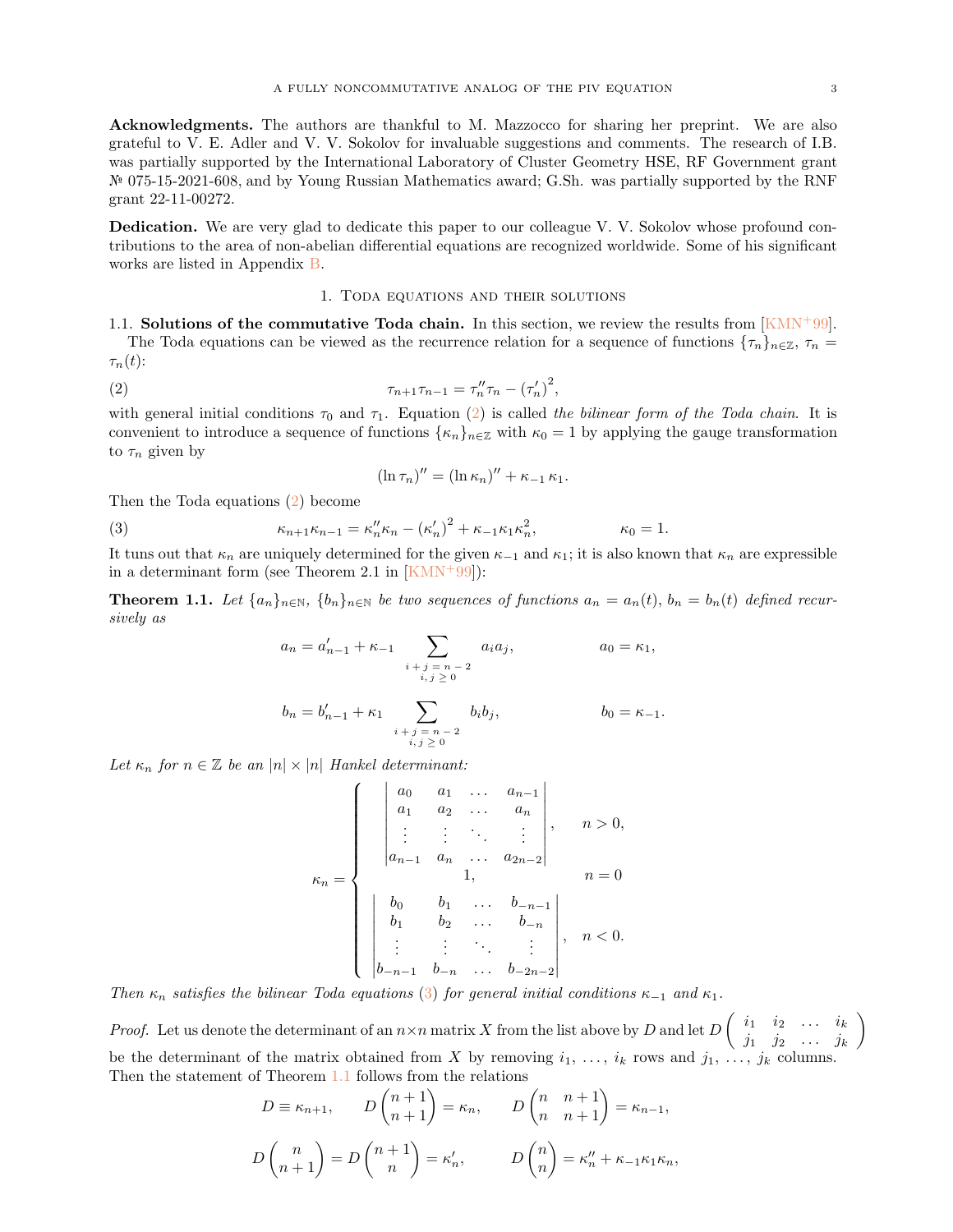**Acknowledgments.** The authors are thankful to M. Mazzocco for sharing her preprint. We are also grateful to V. E. Adler and V. V. Sokolov for invaluable suggestions and comments. The research of I.B. was partially supported by the International Laboratory of Cluster Geometry HSE, RF Government grant № 075-15-2021-608, and by Young Russian Mathematics award; G.Sh. was partially supported by the RNF grant 22-11-00272.

**Dedication.** We are very glad to dedicate this paper to our colleague V. V. Sokolov whose profound contributions to the area of non-abelian differential equations are recognized worldwide. Some of his significant works are listed in Appendix B.

# 1. Toda equations and their solutions

**1.1. Solutions of the commutative Toda chain.** In this section, we review the results from [KMN+99].

The Toda equations can be viewed as the recurrence relation for a sequence of functions $\{\tau_n\}_{n\in\mathbb{Z}}$, $\tau_n = \tau_n(t)$:

$$\tau_{n+1}\tau_{n-1} = \tau_n''\tau_n - (\tau_n')^2, \tag{2}$$

with general initial conditions $\tau_0$ and $\tau_1$. Equation (2) is called *the bilinear form of the Toda chain*. It is convenient to introduce a sequence of functions $\{\kappa_n\}_{n\in\mathbb{Z}}$ with $\kappa_0 = 1$ by applying the gauge transformation to $\tau_n$ given by

$$(\ln \tau_n)'' = (\ln \kappa_n)'' + \kappa_{-1}\kappa_1.$$

Then the Toda equations (2) become

$$\kappa_{n+1}\kappa_{n-1} = \kappa_n''\kappa_n - (\kappa_n')^2 + \kappa_{-1}\kappa_1\kappa_n^2, \qquad \kappa_0 = 1. \tag{3}$$

It tuns out that $\kappa_n$ are uniquely determined for the given $\kappa_{-1}$ and $\kappa_1$; it is also known that $\kappa_n$ are expressible in a determinant form (see Theorem 2.1 in [KMN+99]):

**Theorem 1.1.** *Let $\{a_n\}_{n\in\mathbb{N}}$, $\{b_n\}_{n\in\mathbb{N}}$ be two sequences of functions $a_n = a_n(t)$, $b_n = b_n(t)$ defined recursively as*

$$a_n = a_{n-1}' + \kappa_{-1}\sum_{\substack{i+j=n-2\\ i,j\geq 0}} a_i a_j, \qquad a_0 = \kappa_1,$$

$$b_n = b_{n-1}' + \kappa_{1}\sum_{\substack{i+j=n-2\\ i,j\geq 0}} b_i b_j, \qquad b_0 = \kappa_{-1}.$$

*Let $\kappa_n$ for $n \in \mathbb{Z}$ be an $|n|\times|n|$ Hankel determinant:*

$$\kappa_n = \begin{cases} \begin{vmatrix} a_0 & a_1 & \dots & a_{n-1} \\ a_1 & a_2 & \dots & a_n \\ \vdots & \vdots & \ddots & \vdots \\ a_{n-1} & a_n & \dots & a_{2n-2} \end{vmatrix}, & n>0, \\ 1, & n=0 \\ \begin{vmatrix} b_0 & b_1 & \dots & b_{-n-1} \\ b_1 & b_2 & \dots & b_{-n} \\ \vdots & \vdots & \ddots & \vdots \\ b_{-n-1} & b_{-n} & \dots & b_{-2n-2} \end{vmatrix}, & n<0. \end{cases}$$

*Then $\kappa_n$ satisfies the bilinear Toda equations (3) for general initial conditions $\kappa_{-1}$ and $\kappa_1$.*

*Proof.* Let us denote the determinant of an $n\times n$ matrix $X$ from the list above by $D$ and let $D\begin{pmatrix} i_1 & i_2 & \dots & i_k \\ j_1 & j_2 & \dots & j_k \end{pmatrix}$ be the determinant of the matrix obtained from $X$ by removing $i_1, \dots, i_k$ rows and $j_1, \dots, j_k$ columns. Then the statement of Theorem 1.1 follows from the relations

$$D \equiv \kappa_{n+1}, \qquad D\begin{pmatrix} n+1 \\ n+1 \end{pmatrix} = \kappa_n, \qquad D\begin{pmatrix} n & n+1 \\ n & n+1 \end{pmatrix} = \kappa_{n-1},$$

$$D\begin{pmatrix} n \\ n+1 \end{pmatrix} = D\begin{pmatrix} n+1 \\ n \end{pmatrix} = \kappa_n', \qquad D\begin{pmatrix} n \\ n \end{pmatrix} = \kappa_n'' + \kappa_{-1}\kappa_1\kappa_n,$$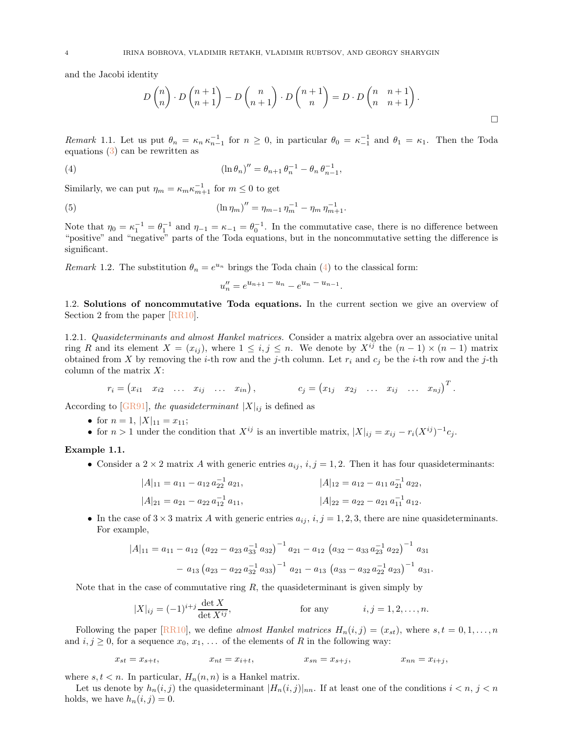and the Jacobi identity

$$D\binom{n}{n} \cdot D\binom{n+1}{n+1} - D\binom{n}{n+1} \cdot D\binom{n+1}{n} = D \cdot D\begin{pmatrix} n & n+1 \\ n & n+1 \end{pmatrix}.$$

□

*Remark* 1.1. Let us put $\theta_n = \kappa_n \kappa_{n-1}^{-1}$ for $n \geq 0$, in particular $\theta_0 = \kappa_{-1}^{-1}$ and $\theta_1 = \kappa_1$. Then the Toda equations (3) can be rewritten as

$$(\ln \theta_n)'' = \theta_{n+1}\, \theta_n^{-1} - \theta_n\, \theta_{n-1}^{-1}, \tag{4}$$

Similarly, we can put $\eta_m = \kappa_m \kappa_{m+1}^{-1}$ for $m \leq 0$ to get

$$(\ln \eta_m)'' = \eta_{m-1}\, \eta_m^{-1} - \eta_m\, \eta_{m+1}^{-1}. \tag{5}$$

Note that $\eta_0 = \kappa_1^{-1} = \theta_1^{-1}$ and $\eta_{-1} = \kappa_{-1} = \theta_0^{-1}$. In the commutative case, there is no difference between "positive" and "negative" parts of the Toda equations, but in the noncommutative setting the difference is significant.

*Remark* 1.2. The substitution $\theta_n = e^{u_n}$ brings the Toda chain (4) to the classical form:

$$u_n'' = e^{u_{n+1} - u_n} - e^{u_n - u_{n-1}}.$$

1.2. **Solutions of noncommutative Toda equations.** In the current section we give an overview of Section 2 from the paper [RR10].

1.2.1. *Quasideterminants and almost Hankel matrices.* Consider a matrix algebra over an associative unital ring $R$ and its element $X = (x_{ij})$, where $1 \leq i, j \leq n$. We denote by $X^{ij}$ the $(n-1) \times (n-1)$ matrix obtained from $X$ by removing the $i$-th row and the $j$-th column. Let $r_i$ and $c_j$ be the $i$-th row and the $j$-th column of the matrix $X$:

$$r_i = \begin{pmatrix} x_{i1} & x_{i2} & \dots & x_{ij} & \dots & x_{in} \end{pmatrix}, \qquad c_j = \begin{pmatrix} x_{1j} & x_{2j} & \dots & x_{ij} & \dots & x_{nj} \end{pmatrix}^T.$$

According to [GR91], *the quasideterminant* $|X|_{ij}$ is defined as

- for $n = 1$, $|X|_{11} = x_{11}$;
- for $n > 1$ under the condition that $X^{ij}$ is an invertible matrix, $|X|_{ij} = x_{ij} - r_i (X^{ij})^{-1} c_j$.

**Example 1.1.**

- Consider a $2 \times 2$ matrix $A$ with generic entries $a_{ij}$, $i, j = 1, 2$. Then it has four quasideterminants:

$$|A|_{11} = a_{11} - a_{12}\, a_{22}^{-1}\, a_{21}, \qquad |A|_{12} = a_{12} - a_{11}\, a_{21}^{-1}\, a_{22},$$

$$|A|_{21} = a_{21} - a_{22}\, a_{12}^{-1}\, a_{11}, \qquad |A|_{22} = a_{22} - a_{21}\, a_{11}^{-1}\, a_{12}.$$

- In the case of $3 \times 3$ matrix $A$ with generic entries $a_{ij}$, $i, j = 1, 2, 3$, there are nine quasideterminants. For example,

$$|A|_{11} = a_{11} - a_{12}\left(a_{22} - a_{23}\, a_{33}^{-1}\, a_{32}\right)^{-1} a_{21} - a_{12}\left(a_{32} - a_{33}\, a_{23}^{-1}\, a_{22}\right)^{-1} a_{31}$$
$$- a_{13}\left(a_{23} - a_{22}\, a_{32}^{-1}\, a_{33}\right)^{-1} a_{21} - a_{13}\left(a_{33} - a_{32}\, a_{22}^{-1}\, a_{23}\right)^{-1} a_{31}.$$

Note that in the case of commutative ring $R$, the quasideterminant is given simply by

$$|X|_{ij} = (-1)^{i+j} \frac{\det X}{\det X^{ij}}, \qquad \text{for any} \qquad i, j = 1, 2, \dots, n.$$

Following the paper [RR10], we define *almost Hankel matrices* $H_n(i,j) = (x_{st})$, where $s, t = 0, 1, \dots, n$ and $i, j \geq 0$, for a sequence $x_0, x_1, \dots$ of the elements of $R$ in the following way:

$$x_{st} = x_{s+t}, \qquad x_{nt} = x_{i+t}, \qquad x_{sn} = x_{s+j}, \qquad x_{nn} = x_{i+j},$$

where $s, t < n$. In particular, $H_n(n,n)$ is a Hankel matrix.

Let us denote by $h_n(i,j)$ the quasideterminant $|H_n(i,j)|_{nn}$. If at least one of the conditions $i < n$, $j < n$ holds, we have $h_n(i,j) = 0$.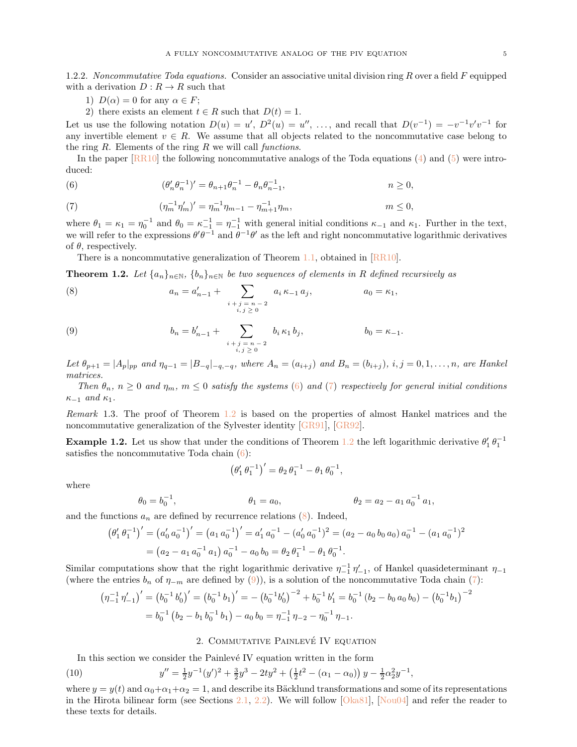1.2.2. *Noncommutative Toda equations.* Consider an associative unital division ring $R$ over a field $F$ equipped with a derivation $D : R \to R$ such that

1) $D(\alpha) = 0$ for any $\alpha \in F$;
2) there exists an element $t \in R$ such that $D(t) = 1$.

Let us use the following notation $D(u) = u'$, $D^2(u) = u''$, ..., and recall that $D(v^{-1}) = -v^{-1}v'v^{-1}$ for any invertible element $v \in R$. We assume that all objects related to the noncommutative case belong to the ring $R$. Elements of the ring $R$ we will call *functions*.

In the paper [RR10] the following noncommutative analogs of the Toda equations (4) and (5) were introduced:

$$(\theta_n' \theta_n^{-1})' = \theta_{n+1}\theta_n^{-1} - \theta_n\theta_{n-1}^{-1}, \qquad n \geq 0, \tag{6}$$

$$(\eta_m^{-1}\eta_m')' = \eta_m^{-1}\eta_{m-1} - \eta_{m+1}^{-1}\eta_m, \qquad m \leq 0, \tag{7}$$

where $\theta_1 = \kappa_1 = \eta_0^{-1}$ and $\theta_0 = \kappa_{-1}^{-1} = \eta_{-1}^{-1}$ with general initial conditions $\kappa_{-1}$ and $\kappa_1$. Further in the text, we will refer to the expressions $\theta'\theta^{-1}$ and $\theta^{-1}\theta'$ as the left and right noncommutative logarithmic derivatives of $\theta$, respectively.

There is a noncommutative generalization of Theorem 1.1, obtained in [RR10].

**Theorem 1.2.** *Let $\{a_n\}_{n\in\mathbb{N}}$, $\{b_n\}_{n\in\mathbb{N}}$ be two sequences of elements in $R$ defined recursively as*

$$a_n = a_{n-1}' + \sum_{\substack{i+j=n-2 \\ i,j\geq 0}} a_i\,\kappa_{-1}\,a_j, \qquad a_0 = \kappa_1, \tag{8}$$

$$b_n = b_{n-1}' + \sum_{\substack{i+j=n-2 \\ i,j\geq 0}} b_i\,\kappa_1\,b_j, \qquad b_0 = \kappa_{-1}. \tag{9}$$

*Let $\theta_{p+1} = |A_p|_{pp}$ and $\eta_{q-1} = |B_{-q}|_{-q,-q}$, where $A_n = (a_{i+j})$ and $B_n = (b_{i+j})$, $i, j = 0, 1, \dots, n$, are Hankel matrices.*

*Then $\theta_n$, $n \geq 0$ and $\eta_m$, $m \leq 0$ satisfy the systems (6) and (7) respectively for general initial conditions $\kappa_{-1}$ and $\kappa_1$.*

*Remark* 1.3. The proof of Theorem 1.2 is based on the properties of almost Hankel matrices and the noncommutative generalization of the Sylvester identity [GR91], [GR92].

**Example 1.2.** Let us show that under the conditions of Theorem 1.2 the left logarithmic derivative $\theta_1'\,\theta_1^{-1}$ satisfies the noncommutative Toda chain (6):

$$\left(\theta_1'\,\theta_1^{-1}\right)' = \theta_2\,\theta_1^{-1} - \theta_1\,\theta_0^{-1},$$

where

$$\theta_0 = b_0^{-1}, \qquad \theta_1 = a_0, \qquad \theta_2 = a_2 - a_1\,a_0^{-1}\,a_1,$$

and the functions $a_n$ are defined by recurrence relations (8). Indeed,

$$\begin{aligned}
\left(\theta_1'\,\theta_1^{-1}\right)' &= \left(a_0'\,a_0^{-1}\right)' = \left(a_1\,a_0^{-1}\right)' = a_1'\,a_0^{-1} - (a_0'\,a_0^{-1})^2 = (a_2 - a_0\,b_0\,a_0)\,a_0^{-1} - (a_1\,a_0^{-1})^2 \\
&= \left(a_2 - a_1\,a_0^{-1}\,a_1\right)a_0^{-1} - a_0\,b_0 = \theta_2\,\theta_1^{-1} - \theta_1\,\theta_0^{-1}.
\end{aligned}$$

Similar computations show that the right logarithmic derivative $\eta_{-1}^{-1}\,\eta_{-1}'$, of Hankel quasideterminant $\eta_{-1}$ (where the entries $b_n$ of $\eta_{-m}$ are defined by (9)), is a solution of the noncommutative Toda chain (7):

$$\begin{aligned}
\left(\eta_{-1}^{-1}\,\eta_{-1}'\right)' &= \left(b_0^{-1}\,b_0'\right)' = \left(b_0^{-1}\,b_1\right)' = -\left(b_0^{-1}b_0'\right)^{-2} + b_0^{-1}\,b_1' = b_0^{-1}\,(b_2 - b_0\,a_0\,b_0) - \left(b_0^{-1}b_1\right)^{-2} \\
&= b_0^{-1}\left(b_2 - b_1\,b_0^{-1}\,b_1\right) - a_0\,b_0 = \eta_{-1}^{-1}\,\eta_{-2} - \eta_0^{-1}\,\eta_{-1}.
\end{aligned}$$

## 2. Commutative Painlevé IV equation

In this section we consider the Painlevé IV equation written in the form

$$y'' = \tfrac{1}{2}y^{-1}(y')^2 + \tfrac{3}{2}y^3 - 2ty^2 + \left(\tfrac{1}{2}t^2 - (\alpha_1 - \alpha_0)\right)y - \tfrac{1}{2}\alpha_2^2 y^{-1}, \tag{10}$$

where $y = y(t)$ and $\alpha_0 + \alpha_1 + \alpha_2 = 1$, and describe its Bäcklund transformations and some of its representations in the Hirota bilinear form (see Sections 2.1, 2.2). We will follow [Oka81], [Nou04] and refer the reader to these texts for details.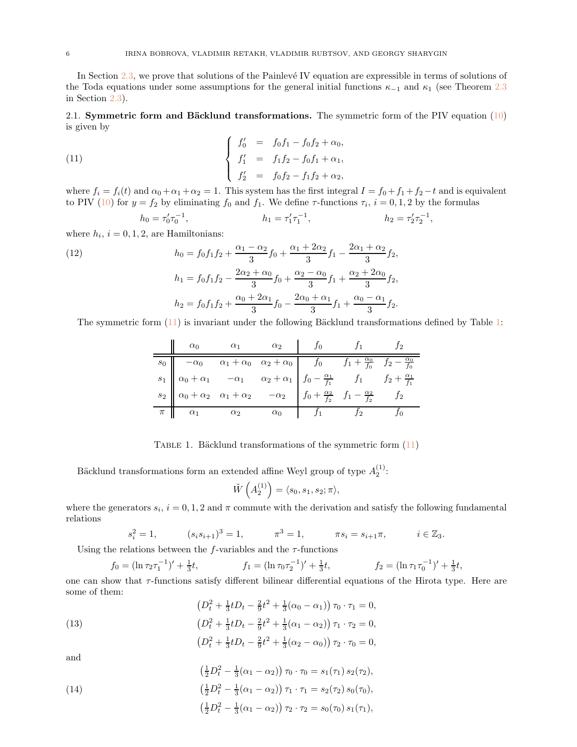In Section 2.3, we prove that solutions of the Painlevé IV equation are expressible in terms of solutions of the Toda equations under some assumptions for the general initial functions $\kappa_{-1}$ and $\kappa_1$ (see Theorem 2.3 in Section 2.3).

## 2.1. Symmetric form and Bäcklund transformations.

The symmetric form of the PIV equation (10) is given by

$$
\left\{
\begin{array}{rcl}
f_0' &=& f_0 f_1 - f_0 f_2 + \alpha_0, \\
f_1' &=& f_1 f_2 - f_0 f_1 + \alpha_1, \\
f_2' &=& f_0 f_2 - f_1 f_2 + \alpha_2,
\end{array}
\right.
\tag{11}
$$

where $f_i = f_i(t)$ and $\alpha_0 + \alpha_1 + \alpha_2 = 1$. This system has the first integral $I = f_0 + f_1 + f_2 - t$ and is equivalent to PIV (10) for $y = f_2$ by eliminating $f_0$ and $f_1$. We define $\tau$-functions $\tau_i$, $i = 0, 1, 2$ by the formulas

$$
h_0 = \tau_0' \tau_0^{-1}, \qquad h_1 = \tau_1' \tau_1^{-1}, \qquad h_2 = \tau_2' \tau_2^{-1},
$$

where $h_i$, $i = 0, 1, 2$, are Hamiltonians:

$$
\begin{aligned}
h_0 &= f_0 f_1 f_2 + \frac{\alpha_1 - \alpha_2}{3} f_0 + \frac{\alpha_1 + 2\alpha_2}{3} f_1 - \frac{2\alpha_1 + \alpha_2}{3} f_2, \\
h_1 &= f_0 f_1 f_2 - \frac{2\alpha_2 + \alpha_0}{3} f_0 + \frac{\alpha_2 - \alpha_0}{3} f_1 + \frac{\alpha_2 + 2\alpha_0}{3} f_2, \\
h_2 &= f_0 f_1 f_2 + \frac{\alpha_0 + 2\alpha_1}{3} f_0 - \frac{2\alpha_0 + \alpha_1}{3} f_1 + \frac{\alpha_0 - \alpha_1}{3} f_2.
\end{aligned}
\tag{12}
$$

The symmetric form (11) is invariant under the following Bäcklund transformations defined by Table 1:

| | $\alpha_0$ | $\alpha_1$ | $\alpha_2$ | $f_0$ | $f_1$ | $f_2$ |
|---|---|---|---|---|---|---|
| $s_0$ | $-\alpha_0$ | $\alpha_1 + \alpha_0$ | $\alpha_2 + \alpha_0$ | $f_0$ | $f_1 + \frac{\alpha_0}{f_0}$ | $f_2 - \frac{\alpha_0}{f_0}$ |
| $s_1$ | $\alpha_0 + \alpha_1$ | $-\alpha_1$ | $\alpha_2 + \alpha_1$ | $f_0 - \frac{\alpha_1}{f_1}$ | $f_1$ | $f_2 + \frac{\alpha_1}{f_1}$ |
| $s_2$ | $\alpha_0 + \alpha_2$ | $\alpha_1 + \alpha_2$ | $-\alpha_2$ | $f_0 + \frac{\alpha_2}{f_2}$ | $f_1 - \frac{\alpha_2}{f_2}$ | $f_2$ |
| $\pi$ | $\alpha_1$ | $\alpha_2$ | $\alpha_0$ | $f_1$ | $f_2$ | $f_0$ |

Table 1. Bäcklund transformations of the symmetric form (11)

Bäcklund transformations form an extended affine Weyl group of type $A_2^{(1)}$:

$$
\tilde{W}\left(A_2^{(1)}\right) = \langle s_0, s_1, s_2; \pi \rangle,
$$

where the generators $s_i$, $i = 0, 1, 2$ and $\pi$ commute with the derivation and satisfy the following fundamental relations

$$
s_i^2 = 1, \qquad (s_i s_{i+1})^3 = 1, \qquad \pi^3 = 1, \qquad \pi s_i = s_{i+1} \pi, \qquad i \in \mathbb{Z}_3.
$$

Using the relations between the $f$-variables and the $\tau$-functions

$$
f_0 = (\ln \tau_2 \tau_1^{-1})' + \tfrac{1}{3} t, \qquad f_1 = (\ln \tau_0 \tau_2^{-1})' + \tfrac{1}{3} t, \qquad f_2 = (\ln \tau_1 \tau_0^{-1})' + \tfrac{1}{3} t,
$$

one can show that $\tau$-functions satisfy different bilinear differential equations of the Hirota type. Here are some of them:

$$
\begin{aligned}
\left(D_t^2 + \tfrac{1}{3} t D_t - \tfrac{2}{9} t^2 + \tfrac{1}{3}(\alpha_0 - \alpha_1)\right) \tau_0 \cdot \tau_1 &= 0, \\
\left(D_t^2 + \tfrac{1}{3} t D_t - \tfrac{2}{9} t^2 + \tfrac{1}{3}(\alpha_1 - \alpha_2)\right) \tau_1 \cdot \tau_2 &= 0, \\
\left(D_t^2 + \tfrac{1}{3} t D_t - \tfrac{2}{9} t^2 + \tfrac{1}{3}(\alpha_2 - \alpha_0)\right) \tau_2 \cdot \tau_0 &= 0,
\end{aligned}
\tag{13}
$$

and

$$
\begin{aligned}
\left(\tfrac{1}{2} D_t^2 - \tfrac{1}{3}(\alpha_1 - \alpha_2)\right) \tau_0 \cdot \tau_0 &= s_1(\tau_1)\, s_2(\tau_2), \\
\left(\tfrac{1}{2} D_t^2 - \tfrac{1}{3}(\alpha_1 - \alpha_2)\right) \tau_1 \cdot \tau_1 &= s_2(\tau_2)\, s_0(\tau_0), \\
\left(\tfrac{1}{2} D_t^2 - \tfrac{1}{3}(\alpha_1 - \alpha_2)\right) \tau_2 \cdot \tau_2 &= s_0(\tau_0)\, s_1(\tau_1),
\end{aligned}
\tag{14}
$$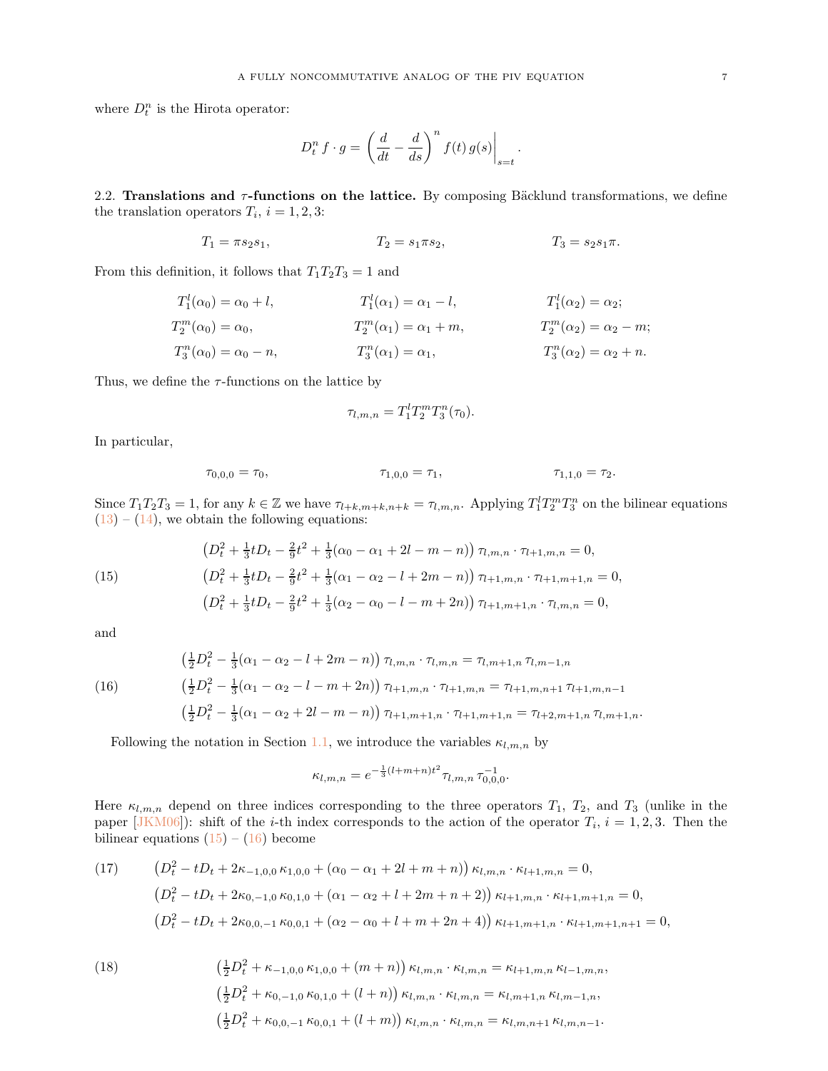where $D_t^n$ is the Hirota operator:

$$D_t^n\, f \cdot g = \left(\frac{d}{dt} - \frac{d}{ds}\right)^n f(t)\, g(s)\bigg|_{s=t}.$$

2.2. **Translations and $\tau$-functions on the lattice.** By composing Bäcklund transformations, we define the translation operators $T_i$, $i = 1, 2, 3$:

$$T_1 = \pi s_2 s_1, \qquad T_2 = s_1 \pi s_2, \qquad T_3 = s_2 s_1 \pi.$$

From this definition, it follows that $T_1 T_2 T_3 = 1$ and

$$\begin{aligned}
T_1^l(\alpha_0) &= \alpha_0 + l, & T_1^l(\alpha_1) &= \alpha_1 - l, & T_1^l(\alpha_2) &= \alpha_2;\\
T_2^m(\alpha_0) &= \alpha_0, & T_2^m(\alpha_1) &= \alpha_1 + m, & T_2^m(\alpha_2) &= \alpha_2 - m;\\
T_3^n(\alpha_0) &= \alpha_0 - n, & T_3^n(\alpha_1) &= \alpha_1, & T_3^n(\alpha_2) &= \alpha_2 + n.
\end{aligned}$$

Thus, we define the $\tau$-functions on the lattice by

$$\tau_{l,m,n} = T_1^l T_2^m T_3^n(\tau_0).$$

In particular,

$$\tau_{0,0,0} = \tau_0, \qquad \tau_{1,0,0} = \tau_1, \qquad \tau_{1,1,0} = \tau_2.$$

Since $T_1 T_2 T_3 = 1$, for any $k \in \mathbb{Z}$ we have $\tau_{l+k,m+k,n+k} = \tau_{l,m,n}$. Applying $T_1^l T_2^m T_3^n$ on the bilinear equations (13) – (14), we obtain the following equations:

$$\begin{aligned}
&\left(D_t^2 + \tfrac{1}{3}tD_t - \tfrac{2}{9}t^2 + \tfrac{1}{3}(\alpha_0 - \alpha_1 + 2l - m - n)\right)\tau_{l,m,n}\cdot\tau_{l+1,m,n} = 0,\\
&\left(D_t^2 + \tfrac{1}{3}tD_t - \tfrac{2}{9}t^2 + \tfrac{1}{3}(\alpha_1 - \alpha_2 - l + 2m - n)\right)\tau_{l+1,m,n}\cdot\tau_{l+1,m+1,n} = 0,\\
&\left(D_t^2 + \tfrac{1}{3}tD_t - \tfrac{2}{9}t^2 + \tfrac{1}{3}(\alpha_2 - \alpha_0 - l - m + 2n)\right)\tau_{l+1,m+1,n}\cdot\tau_{l,m,n} = 0,
\end{aligned}\tag{15}$$

and

$$\begin{aligned}
&\left(\tfrac{1}{2}D_t^2 - \tfrac{1}{3}(\alpha_1 - \alpha_2 - l + 2m - n)\right)\tau_{l,m,n}\cdot\tau_{l,m,n} = \tau_{l,m+1,n}\,\tau_{l,m-1,n}\\
&\left(\tfrac{1}{2}D_t^2 - \tfrac{1}{3}(\alpha_1 - \alpha_2 - l - m + 2n)\right)\tau_{l+1,m,n}\cdot\tau_{l+1,m,n} = \tau_{l+1,m,n+1}\,\tau_{l+1,m,n-1}\\
&\left(\tfrac{1}{2}D_t^2 - \tfrac{1}{3}(\alpha_1 - \alpha_2 + 2l - m - n)\right)\tau_{l+1,m+1,n}\cdot\tau_{l+1,m+1,n} = \tau_{l+2,m+1,n}\,\tau_{l,m+1,n}.
\end{aligned}\tag{16}$$

Following the notation in Section 1.1, we introduce the variables $\kappa_{l,m,n}$ by

$$\kappa_{l,m,n} = e^{-\frac{1}{3}(l+m+n)t^2}\,\tau_{l,m,n}\,\tau_{0,0,0}^{-1}.$$

Here $\kappa_{l,m,n}$ depend on three indices corresponding to the three operators $T_1$, $T_2$, and $T_3$ (unlike in the paper [JKM06]): shift of the $i$-th index corresponds to the action of the operator $T_i$, $i = 1, 2, 3$. Then the bilinear equations (15) – (16) become

$$\begin{aligned}
&\left(D_t^2 - tD_t + 2\kappa_{-1,0,0}\,\kappa_{1,0,0} + (\alpha_0 - \alpha_1 + 2l + m + n)\right)\kappa_{l,m,n}\cdot\kappa_{l+1,m,n} = 0,\\
&\left(D_t^2 - tD_t + 2\kappa_{0,-1,0}\,\kappa_{0,1,0} + (\alpha_1 - \alpha_2 + l + 2m + n + 2)\right)\kappa_{l+1,m,n}\cdot\kappa_{l+1,m+1,n} = 0,\\
&\left(D_t^2 - tD_t + 2\kappa_{0,0,-1}\,\kappa_{0,0,1} + (\alpha_2 - \alpha_0 + l + m + 2n + 4)\right)\kappa_{l+1,m+1,n}\cdot\kappa_{l+1,m+1,n+1} = 0,
\end{aligned}\tag{17}$$

$$\begin{aligned}
&\left(\tfrac{1}{2}D_t^2 + \kappa_{-1,0,0}\,\kappa_{1,0,0} + (m + n)\right)\kappa_{l,m,n}\cdot\kappa_{l,m,n} = \kappa_{l+1,m,n}\,\kappa_{l-1,m,n},\\
&\left(\tfrac{1}{2}D_t^2 + \kappa_{0,-1,0}\,\kappa_{0,1,0} + (l + n)\right)\kappa_{l,m,n}\cdot\kappa_{l,m,n} = \kappa_{l,m+1,n}\,\kappa_{l,m-1,n},\\
&\left(\tfrac{1}{2}D_t^2 + \kappa_{0,0,-1}\,\kappa_{0,0,1} + (l + m)\right)\kappa_{l,m,n}\cdot\kappa_{l,m,n} = \kappa_{l,m,n+1}\,\kappa_{l,m,n-1}.
\end{aligned}\tag{18}$$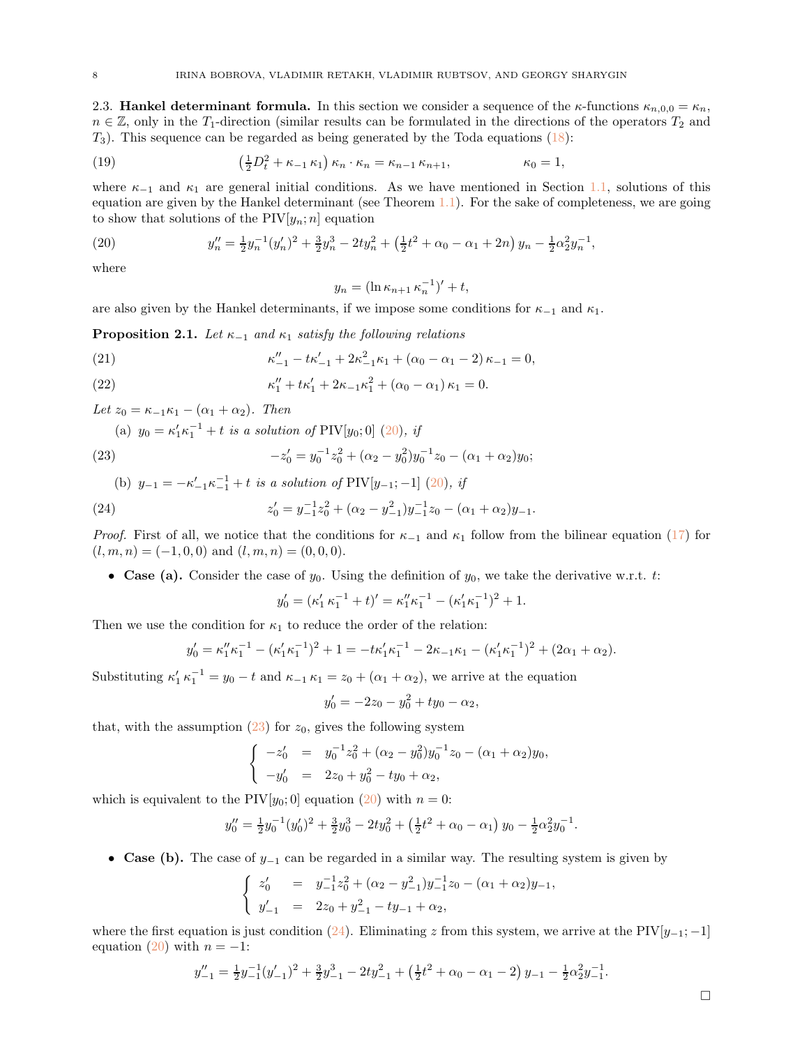### 2.3. Hankel determinant formula.

In this section we consider a sequence of the $\kappa$-functions $\kappa_{n,0,0} = \kappa_n$, $n \in \mathbb{Z}$, only in the $T_1$-direction (similar results can be formulated in the directions of the operators $T_2$ and $T_3$). This sequence can be regarded as being generated by the Toda equations (18):

$$\left(\tfrac{1}{2}D_t^2 + \kappa_{-1}\,\kappa_1\right)\kappa_n \cdot \kappa_n = \kappa_{n-1}\,\kappa_{n+1}, \qquad\qquad \kappa_0 = 1, \tag{19}$$

where $\kappa_{-1}$ and $\kappa_1$ are general initial conditions. As we have mentioned in Section 1.1, solutions of this equation are given by the Hankel determinant (see Theorem 1.1). For the sake of completeness, we are going to show that solutions of the PIV$[y_n; n]$ equation

$$y_n'' = \tfrac{1}{2}y_n^{-1}(y_n')^2 + \tfrac{3}{2}y_n^3 - 2ty_n^2 + \left(\tfrac{1}{2}t^2 + \alpha_0 - \alpha_1 + 2n\right)y_n - \tfrac{1}{2}\alpha_2^2 y_n^{-1}, \tag{20}$$

where

$$y_n = (\ln \kappa_{n+1}\,\kappa_n^{-1})' + t,$$

are also given by the Hankel determinants, if we impose some conditions for $\kappa_{-1}$ and $\kappa_1$.

**Proposition 2.1.** *Let $\kappa_{-1}$ and $\kappa_1$ satisfy the following relations*

$$\kappa_{-1}'' - t\kappa_{-1}' + 2\kappa_{-1}^2\kappa_1 + (\alpha_0 - \alpha_1 - 2)\,\kappa_{-1} = 0, \tag{21}$$

$$\kappa_1'' + t\kappa_1' + 2\kappa_{-1}\kappa_1^2 + (\alpha_0 - \alpha_1)\,\kappa_1 = 0. \tag{22}$$

*Let $z_0 = \kappa_{-1}\kappa_1 - (\alpha_1 + \alpha_2)$. Then*

(a) *$y_0 = \kappa_1'\kappa_1^{-1} + t$ is a solution of* PIV$[y_0; 0]$ (20), *if*

$$-z_0' = y_0^{-1}z_0^2 + (\alpha_2 - y_0^2)y_0^{-1}z_0 - (\alpha_1 + \alpha_2)y_0; \tag{23}$$

(b) *$y_{-1} = -\kappa_{-1}'\kappa_{-1}^{-1} + t$ is a solution of* PIV$[y_{-1}; -1]$ (20), *if*

$$z_0' = y_{-1}^{-1}z_0^2 + (\alpha_2 - y_{-1}^2)y_{-1}^{-1}z_0 - (\alpha_1 + \alpha_2)y_{-1}. \tag{24}$$

*Proof.* First of all, we notice that the conditions for $\kappa_{-1}$ and $\kappa_1$ follow from the bilinear equation (17) for $(l, m, n) = (-1, 0, 0)$ and $(l, m, n) = (0, 0, 0)$.

- **Case (a).** Consider the case of $y_0$. Using the definition of $y_0$, we take the derivative w.r.t. $t$:

$$y_0' = (\kappa_1'\,\kappa_1^{-1} + t)' = \kappa_1''\kappa_1^{-1} - (\kappa_1'\kappa_1^{-1})^2 + 1.$$

Then we use the condition for $\kappa_1$ to reduce the order of the relation:

$$y_0' = \kappa_1''\kappa_1^{-1} - (\kappa_1'\kappa_1^{-1})^2 + 1 = -t\kappa_1'\kappa_1^{-1} - 2\kappa_{-1}\kappa_1 - (\kappa_1'\kappa_1^{-1})^2 + (2\alpha_1 + \alpha_2).$$

Substituting $\kappa_1'\,\kappa_1^{-1} = y_0 - t$ and $\kappa_{-1}\,\kappa_1 = z_0 + (\alpha_1 + \alpha_2)$, we arrive at the equation

$$y_0' = -2z_0 - y_0^2 + ty_0 - \alpha_2,$$

that, with the assumption (23) for $z_0$, gives the following system

$$\left\{\begin{array}{lcl} -z_0' &=& y_0^{-1}z_0^2 + (\alpha_2 - y_0^2)y_0^{-1}z_0 - (\alpha_1 + \alpha_2)y_0, \\ -y_0' &=& 2z_0 + y_0^2 - ty_0 + \alpha_2, \end{array}\right.$$

which is equivalent to the PIV$[y_0; 0]$ equation (20) with $n = 0$:

$$y_0'' = \tfrac{1}{2}y_0^{-1}(y_0')^2 + \tfrac{3}{2}y_0^3 - 2ty_0^2 + \left(\tfrac{1}{2}t^2 + \alpha_0 - \alpha_1\right)y_0 - \tfrac{1}{2}\alpha_2^2 y_0^{-1}.$$

- **Case (b).** The case of $y_{-1}$ can be regarded in a similar way. The resulting system is given by

$$\left\{\begin{array}{lcl} z_0' &=& y_{-1}^{-1}z_0^2 + (\alpha_2 - y_{-1}^2)y_{-1}^{-1}z_0 - (\alpha_1 + \alpha_2)y_{-1}, \\ y_{-1}' &=& 2z_0 + y_{-1}^2 - ty_{-1} + \alpha_2, \end{array}\right.$$

where the first equation is just condition (24). Eliminating $z$ from this system, we arrive at the PIV$[y_{-1}; -1]$ equation (20) with $n = -1$:

$$y_{-1}'' = \tfrac{1}{2}y_{-1}^{-1}(y_{-1}')^2 + \tfrac{3}{2}y_{-1}^3 - 2ty_{-1}^2 + \left(\tfrac{1}{2}t^2 + \alpha_0 - \alpha_1 - 2\right)y_{-1} - \tfrac{1}{2}\alpha_2^2 y_{-1}^{-1}.$$

$\square$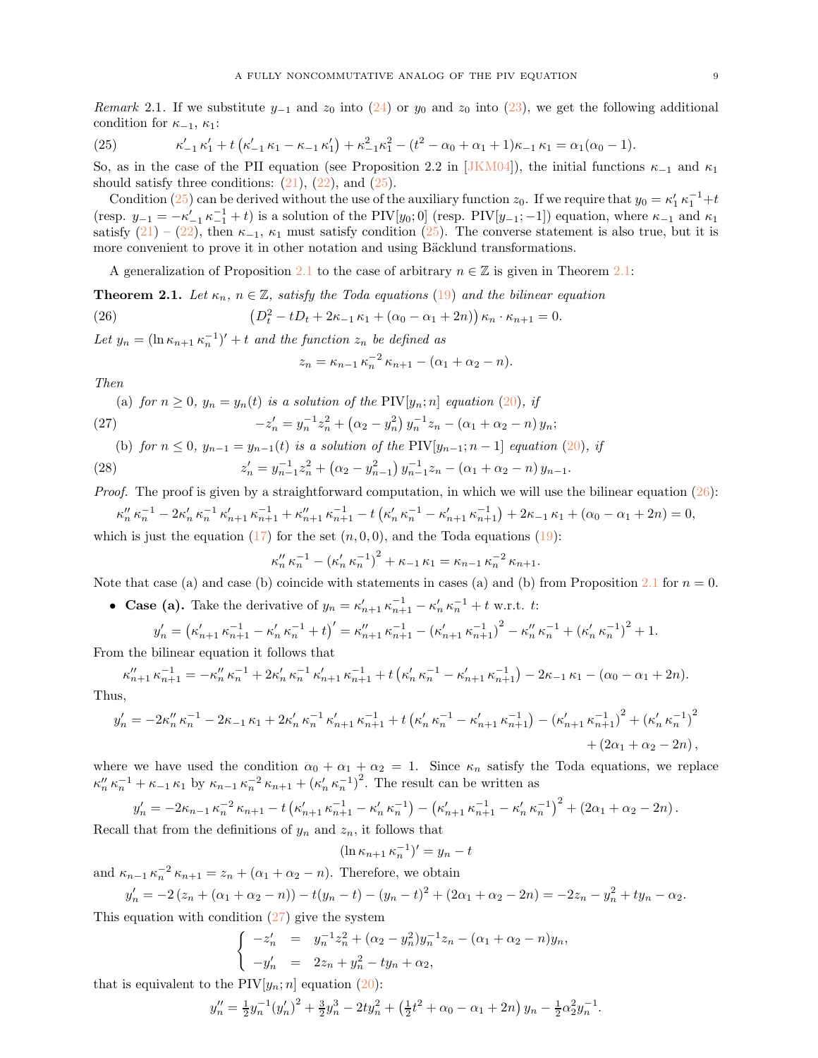*Remark* 2.1. If we substitute $y_{-1}$ and $z_0$ into (24) or $y_0$ and $z_0$ into (23), we get the following additional condition for $\kappa_{-1}$, $\kappa_1$:

$$\kappa'_{-1}\kappa'_1 + t\left(\kappa'_{-1}\kappa_1 - \kappa_{-1}\kappa'_1\right) + \kappa^2_{-1}\kappa^2_1 - (t^2 - \alpha_0 + \alpha_1 + 1)\kappa_{-1}\kappa_1 = \alpha_1(\alpha_0 - 1). \tag{25}$$

So, as in the case of the PII equation (see Proposition 2.2 in [JKM04]), the initial functions $\kappa_{-1}$ and $\kappa_1$ should satisfy three conditions: (21), (22), and (25).

Condition (25) can be derived without the use of the auxiliary function $z_0$. If we require that $y_0 = \kappa'_1\kappa_1^{-1} + t$ (resp. $y_{-1} = -\kappa'_{-1}\kappa_{-1}^{-1} + t$) is a solution of the PIV$[y_0; 0]$ (resp. PIV$[y_{-1}; -1]$) equation, where $\kappa_{-1}$ and $\kappa_1$ satisfy (21) – (22), then $\kappa_{-1}$, $\kappa_1$ must satisfy condition (25). The converse statement is also true, but it is more convenient to prove it in other notation and using Bäcklund transformations.

A generalization of Proposition 2.1 to the case of arbitrary $n \in \mathbb{Z}$ is given in Theorem 2.1:

**Theorem 2.1.** *Let $\kappa_n$, $n \in \mathbb{Z}$, satisfy the Toda equations (19) and the bilinear equation*

$$\left(D_t^2 - tD_t + 2\kappa_{-1}\kappa_1 + (\alpha_0 - \alpha_1 + 2n)\right)\kappa_n \cdot \kappa_{n+1} = 0. \tag{26}$$

*Let $y_n = (\ln \kappa_{n+1}\kappa_n^{-1})' + t$ and the function $z_n$ be defined as*

$$z_n = \kappa_{n-1}\kappa_n^{-2}\kappa_{n+1} - (\alpha_1 + \alpha_2 - n).$$

*Then*

(a) *for $n \geq 0$, $y_n = y_n(t)$ is a solution of the* PIV$[y_n; n]$ *equation (20), if*

$$-z'_n = y_n^{-1}z_n^2 + \left(\alpha_2 - y_n^2\right)y_n^{-1}z_n - (\alpha_1 + \alpha_2 - n)\,y_n; \tag{27}$$

(b) *for $n \leq 0$, $y_{n-1} = y_{n-1}(t)$ is a solution of the* PIV$[y_{n-1}; n-1]$ *equation (20), if*

$$z'_n = y_{n-1}^{-1}z_n^2 + \left(\alpha_2 - y_{n-1}^2\right)y_{n-1}^{-1}z_n - (\alpha_1 + \alpha_2 - n)\,y_{n-1}. \tag{28}$$

*Proof.* The proof is given by a straightforward computation, in which we will use the bilinear equation (26):

$$\kappa''_n\kappa_n^{-1} - 2\kappa'_n\kappa_n^{-1}\kappa'_{n+1}\kappa_{n+1}^{-1} + \kappa''_{n+1}\kappa_{n+1}^{-1} - t\left(\kappa'_n\kappa_n^{-1} - \kappa'_{n+1}\kappa_{n+1}^{-1}\right) + 2\kappa_{-1}\kappa_1 + (\alpha_0 - \alpha_1 + 2n) = 0,$$

which is just the equation (17) for the set $(n, 0, 0)$, and the Toda equations (19):

$$\kappa''_n\kappa_n^{-1} - \left(\kappa'_n\kappa_n^{-1}\right)^2 + \kappa_{-1}\kappa_1 = \kappa_{n-1}\kappa_n^{-2}\kappa_{n+1}.$$

Note that case (a) and case (b) coincide with statements in cases (a) and (b) from Proposition 2.1 for $n = 0$.

- **Case (a).** Take the derivative of $y_n = \kappa'_{n+1}\kappa_{n+1}^{-1} - \kappa'_n\kappa_n^{-1} + t$ w.r.t. $t$:

$$y'_n = \left(\kappa'_{n+1}\kappa_{n+1}^{-1} - \kappa'_n\kappa_n^{-1} + t\right)' = \kappa''_{n+1}\kappa_{n+1}^{-1} - \left(\kappa'_{n+1}\kappa_{n+1}^{-1}\right)^2 - \kappa''_n\kappa_n^{-1} + \left(\kappa'_n\kappa_n^{-1}\right)^2 + 1.$$

From the bilinear equation it follows that

$$\kappa''_{n+1}\kappa_{n+1}^{-1} = -\kappa''_n\kappa_n^{-1} + 2\kappa'_n\kappa_n^{-1}\kappa'_{n+1}\kappa_{n+1}^{-1} + t\left(\kappa'_n\kappa_n^{-1} - \kappa'_{n+1}\kappa_{n+1}^{-1}\right) - 2\kappa_{-1}\kappa_1 - (\alpha_0 - \alpha_1 + 2n).$$

Thus,

$$y'_n = -2\kappa''_n\kappa_n^{-1} - 2\kappa_{-1}\kappa_1 + 2\kappa'_n\kappa_n^{-1}\kappa'_{n+1}\kappa_{n+1}^{-1} + t\left(\kappa'_n\kappa_n^{-1} - \kappa'_{n+1}\kappa_{n+1}^{-1}\right) - \left(\kappa'_{n+1}\kappa_{n+1}^{-1}\right)^2 + \left(\kappa'_n\kappa_n^{-1}\right)^2 + (2\alpha_1 + \alpha_2 - 2n),$$

where we have used the condition $\alpha_0 + \alpha_1 + \alpha_2 = 1$. Since $\kappa_n$ satisfy the Toda equations, we replace $\kappa''_n\kappa_n^{-1} + \kappa_{-1}\kappa_1$ by $\kappa_{n-1}\kappa_n^{-2}\kappa_{n+1} + \left(\kappa'_n\kappa_n^{-1}\right)^2$. The result can be written as

$$y'_n = -2\kappa_{n-1}\kappa_n^{-2}\kappa_{n+1} - t\left(\kappa'_{n+1}\kappa_{n+1}^{-1} - \kappa'_n\kappa_n^{-1}\right) - \left(\kappa'_{n+1}\kappa_{n+1}^{-1} - \kappa'_n\kappa_n^{-1}\right)^2 + (2\alpha_1 + \alpha_2 - 2n).$$

Recall that from the definitions of $y_n$ and $z_n$, it follows that

$$(\ln \kappa_{n+1}\kappa_n^{-1})' = y_n - t$$

and $\kappa_{n-1}\kappa_n^{-2}\kappa_{n+1} = z_n + (\alpha_1 + \alpha_2 - n)$. Therefore, we obtain

$$y'_n = -2\left(z_n + (\alpha_1 + \alpha_2 - n)\right) - t(y_n - t) - (y_n - t)^2 + (2\alpha_1 + \alpha_2 - 2n) = -2z_n - y_n^2 + ty_n - \alpha_2.$$

This equation with condition (27) give the system

$$\begin{cases} -z'_n &= y_n^{-1}z_n^2 + (\alpha_2 - y_n^2)y_n^{-1}z_n - (\alpha_1 + \alpha_2 - n)y_n, \\ -y'_n &= 2z_n + y_n^2 - ty_n + \alpha_2, \end{cases}$$

that is equivalent to the PIV$[y_n; n]$ equation (20):

$$y''_n = \tfrac{1}{2}y_n^{-1}(y'_n)^2 + \tfrac{3}{2}y_n^3 - 2ty_n^2 + \left(\tfrac{1}{2}t^2 + \alpha_0 - \alpha_1 + 2n\right)y_n - \tfrac{1}{2}\alpha_2^2y_n^{-1}.$$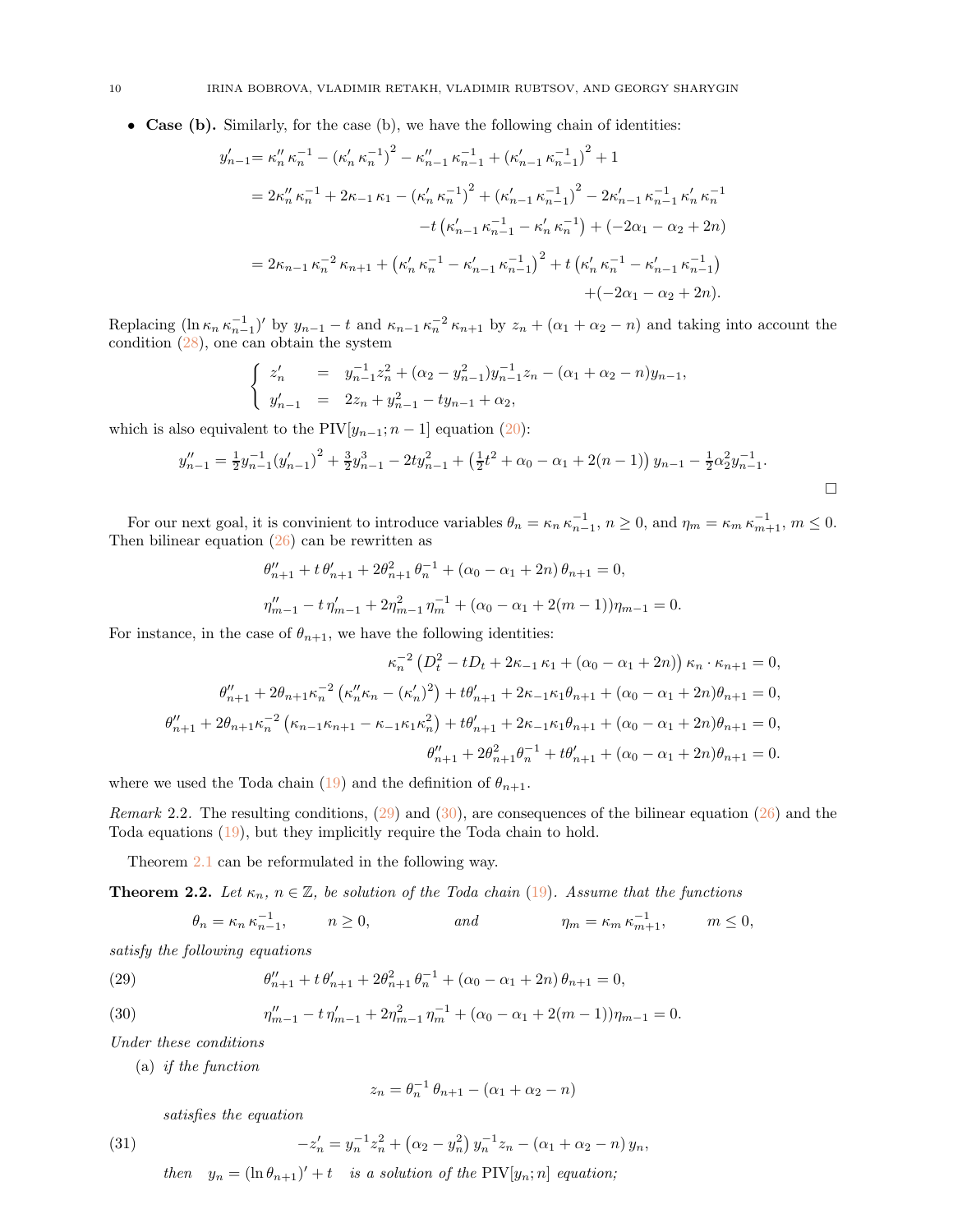- **Case (b).** Similarly, for the case (b), we have the following chain of identities:

$$
\begin{aligned}
y'_{n-1} &= \kappa''_n\,\kappa_n^{-1} - \left(\kappa'_n\,\kappa_n^{-1}\right)^2 - \kappa''_{n-1}\,\kappa_{n-1}^{-1} + \left(\kappa'_{n-1}\,\kappa_{n-1}^{-1}\right)^2 + 1\\
&= 2\kappa''_n\,\kappa_n^{-1} + 2\kappa_{-1}\,\kappa_1 - \left(\kappa'_n\,\kappa_n^{-1}\right)^2 + \left(\kappa'_{n-1}\,\kappa_{n-1}^{-1}\right)^2 - 2\kappa'_{n-1}\,\kappa_{n-1}^{-1}\,\kappa'_n\,\kappa_n^{-1}\\
&\qquad -t\left(\kappa'_{n-1}\,\kappa_{n-1}^{-1} - \kappa'_n\,\kappa_n^{-1}\right) + (-2\alpha_1 - \alpha_2 + 2n)\\
&= 2\kappa_{n-1}\,\kappa_n^{-2}\,\kappa_{n+1} + \left(\kappa'_n\,\kappa_n^{-1} - \kappa'_{n-1}\,\kappa_{n-1}^{-1}\right)^2 + t\left(\kappa'_n\,\kappa_n^{-1} - \kappa'_{n-1}\,\kappa_{n-1}^{-1}\right)\\
&\qquad +(-2\alpha_1 - \alpha_2 + 2n).
\end{aligned}
$$

Replacing $(\ln \kappa_n\,\kappa_{n-1}^{-1})'$ by $y_{n-1} - t$ and $\kappa_{n-1}\,\kappa_n^{-2}\,\kappa_{n+1}$ by $z_n + (\alpha_1 + \alpha_2 - n)$ and taking into account the condition (28), one can obtain the system

$$
\begin{cases}
z'_n &= y_{n-1}^{-1} z_n^2 + (\alpha_2 - y_{n-1}^2) y_{n-1}^{-1} z_n - (\alpha_1 + \alpha_2 - n) y_{n-1},\\
y'_{n-1} &= 2z_n + y_{n-1}^2 - t y_{n-1} + \alpha_2,
\end{cases}
$$

which is also equivalent to the $\mathrm{PIV}[y_{n-1}; n-1]$ equation (20):

$$
y''_{n-1} = \tfrac{1}{2} y_{n-1}^{-1} \left(y'_{n-1}\right)^2 + \tfrac{3}{2} y_{n-1}^3 - 2t y_{n-1}^2 + \left(\tfrac{1}{2}t^2 + \alpha_0 - \alpha_1 + 2(n-1)\right) y_{n-1} - \tfrac{1}{2}\alpha_2^2 y_{n-1}^{-1}.
$$

□

For our next goal, it is convinient to introduce variables $\theta_n = \kappa_n\,\kappa_{n-1}^{-1}$, $n \geq 0$, and $\eta_m = \kappa_m\,\kappa_{m+1}^{-1}$, $m \leq 0$. Then bilinear equation (26) can be rewritten as

$$
\theta''_{n+1} + t\,\theta'_{n+1} + 2\theta_{n+1}^2\,\theta_n^{-1} + (\alpha_0 - \alpha_1 + 2n)\,\theta_{n+1} = 0,
$$

$$
\eta''_{m-1} - t\,\eta'_{m-1} + 2\eta_{m-1}^2\,\eta_m^{-1} + (\alpha_0 - \alpha_1 + 2(m-1))\eta_{m-1} = 0.
$$

For instance, in the case of $\theta_{n+1}$, we have the following identities:

$$
\begin{aligned}
\kappa_n^{-2}\left(D_t^2 - tD_t + 2\kappa_{-1}\,\kappa_1 + (\alpha_0 - \alpha_1 + 2n)\right)\kappa_n \cdot \kappa_{n+1} &= 0,\\
\theta''_{n+1} + 2\theta_{n+1}\kappa_n^{-2}\left(\kappa''_n\kappa_n - (\kappa'_n)^2\right) + t\theta'_{n+1} + 2\kappa_{-1}\kappa_1\theta_{n+1} + (\alpha_0 - \alpha_1 + 2n)\theta_{n+1} &= 0,\\
\theta''_{n+1} + 2\theta_{n+1}\kappa_n^{-2}\left(\kappa_{n-1}\kappa_{n+1} - \kappa_{-1}\kappa_1\kappa_n^2\right) + t\theta'_{n+1} + 2\kappa_{-1}\kappa_1\theta_{n+1} + (\alpha_0 - \alpha_1 + 2n)\theta_{n+1} &= 0,\\
\theta''_{n+1} + 2\theta_{n+1}^2\theta_n^{-1} + t\theta'_{n+1} + (\alpha_0 - \alpha_1 + 2n)\theta_{n+1} &= 0.
\end{aligned}
$$

where we used the Toda chain (19) and the definition of $\theta_{n+1}$.

*Remark* 2.2. The resulting conditions, (29) and (30), are consequences of the bilinear equation (26) and the Toda equations (19), but they implicitly require the Toda chain to hold.

Theorem 2.1 can be reformulated in the following way.

**Theorem 2.2.** *Let $\kappa_n$, $n \in \mathbb{Z}$, be solution of the Toda chain (19). Assume that the functions*

$$
\theta_n = \kappa_n\,\kappa_{n-1}^{-1}, \qquad n \geq 0, \qquad \text{and} \qquad \eta_m = \kappa_m\,\kappa_{m+1}^{-1}, \qquad m \leq 0,
$$

*satisfy the following equations*

$$
\theta''_{n+1} + t\,\theta'_{n+1} + 2\theta_{n+1}^2\,\theta_n^{-1} + (\alpha_0 - \alpha_1 + 2n)\,\theta_{n+1} = 0, \tag{29}
$$

$$
\eta''_{m-1} - t\,\eta'_{m-1} + 2\eta_{m-1}^2\,\eta_m^{-1} + (\alpha_0 - \alpha_1 + 2(m-1))\eta_{m-1} = 0. \tag{30}
$$

*Under these conditions*

(a) *if the function*

$$
z_n = \theta_n^{-1}\,\theta_{n+1} - (\alpha_1 + \alpha_2 - n)
$$

*satisfies the equation*

$$
-z'_n = y_n^{-1} z_n^2 + \left(\alpha_2 - y_n^2\right) y_n^{-1} z_n - (\alpha_1 + \alpha_2 - n)\, y_n, \tag{31}
$$

*then* $y_n = (\ln \theta_{n+1})' + t$ *is a solution of the* $\mathrm{PIV}[y_n; n]$ *equation;*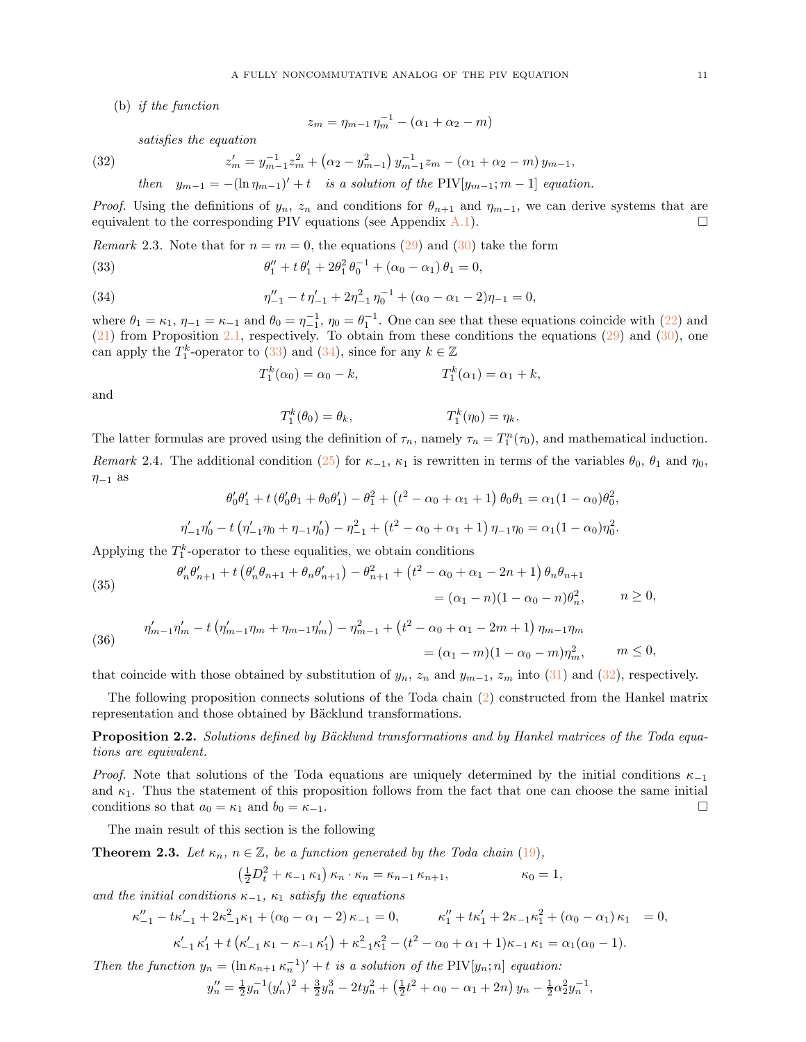(b) *if the function*

$$z_m = \eta_{m-1}\,\eta_m^{-1} - (\alpha_1 + \alpha_2 - m)$$

*satisfies the equation*

$$z_m' = y_{m-1}^{-1} z_m^2 + \left(\alpha_2 - y_{m-1}^2\right) y_{m-1}^{-1} z_m - (\alpha_1 + \alpha_2 - m)\, y_{m-1}, \tag{32}$$

*then* $y_{m-1} = -(\ln \eta_{m-1})' + t$ *is a solution of the* PIV$[y_{m-1}; m-1]$ *equation.*

*Proof.* Using the definitions of $y_n$, $z_n$ and conditions for $\theta_{n+1}$ and $\eta_{m-1}$, we can derive systems that are equivalent to the corresponding PIV equations (see Appendix A.1). □

*Remark* 2.3. Note that for $n = m = 0$, the equations (29) and (30) take the form

$$\theta_1'' + t\,\theta_1' + 2\theta_1^2\,\theta_0^{-1} + (\alpha_0 - \alpha_1)\,\theta_1 = 0, \tag{33}$$

$$\eta_{-1}'' - t\,\eta_{-1}' + 2\eta_{-1}^2\,\eta_0^{-1} + (\alpha_0 - \alpha_1 - 2)\eta_{-1} = 0, \tag{34}$$

where $\theta_1 = \kappa_1$, $\eta_{-1} = \kappa_{-1}$ and $\theta_0 = \eta_{-1}^{-1}$, $\eta_0 = \theta_1^{-1}$. One can see that these equations coincide with (22) and (21) from Proposition 2.1, respectively. To obtain from these conditions the equations (29) and (30), one can apply the $T_1^k$-operator to (33) and (34), since for any $k \in \mathbb{Z}$

$$T_1^k(\alpha_0) = \alpha_0 - k, \qquad\qquad T_1^k(\alpha_1) = \alpha_1 + k,$$

and

$$T_1^k(\theta_0) = \theta_k, \qquad\qquad T_1^k(\eta_0) = \eta_k.$$

The latter formulas are proved using the definition of $\tau_n$, namely $\tau_n = T_1^n(\tau_0)$, and mathematical induction.

*Remark* 2.4. The additional condition (25) for $\kappa_{-1}$, $\kappa_1$ is rewritten in terms of the variables $\theta_0$, $\theta_1$ and $\eta_0$, $\eta_{-1}$ as

$$\theta_0'\theta_1' + t\left(\theta_0'\theta_1 + \theta_0\theta_1'\right) - \theta_1^2 + \left(t^2 - \alpha_0 + \alpha_1 + 1\right)\theta_0\theta_1 = \alpha_1(1 - \alpha_0)\theta_0^2,$$

$$\eta_{-1}'\eta_0' - t\left(\eta_{-1}'\eta_0 + \eta_{-1}\eta_0'\right) - \eta_{-1}^2 + \left(t^2 - \alpha_0 + \alpha_1 + 1\right)\eta_{-1}\eta_0 = \alpha_1(1 - \alpha_0)\eta_0^2.$$

Applying the $T_1^k$-operator to these equalities, we obtain conditions

$$\begin{aligned} \theta_n'\theta_{n+1}' + t\left(\theta_n'\theta_{n+1} + \theta_n\theta_{n+1}'\right) - \theta_{n+1}^2 + \left(t^2 - \alpha_0 + \alpha_1 - 2n + 1\right)\theta_n\theta_{n+1} \\ = (\alpha_1 - n)(1 - \alpha_0 - n)\theta_n^2, \qquad n \geq 0, \end{aligned} \tag{35}$$

$$\begin{aligned} \eta_{m-1}'\eta_m' - t\left(\eta_{m-1}'\eta_m + \eta_{m-1}\eta_m'\right) - \eta_{m-1}^2 + \left(t^2 - \alpha_0 + \alpha_1 - 2m + 1\right)\eta_{m-1}\eta_m \\ = (\alpha_1 - m)(1 - \alpha_0 - m)\eta_m^2, \qquad m \leq 0, \end{aligned} \tag{36}$$

that coincide with those obtained by substitution of $y_n$, $z_n$ and $y_{m-1}$, $z_m$ into (31) and (32), respectively.

The following proposition connects solutions of the Toda chain (2) constructed from the Hankel matrix representation and those obtained by Bäcklund transformations.

**Proposition 2.2.** *Solutions defined by Bäcklund transformations and by Hankel matrices of the Toda equations are equivalent.*

*Proof.* Note that solutions of the Toda equations are uniquely determined by the initial conditions $\kappa_{-1}$ and $\kappa_1$. Thus the statement of this proposition follows from the fact that one can choose the same initial conditions so that $a_0 = \kappa_1$ and $b_0 = \kappa_{-1}$. □

The main result of this section is the following

**Theorem 2.3.** *Let* $\kappa_n$, $n \in \mathbb{Z}$, *be a function generated by the Toda chain* (19),

$$\left(\tfrac{1}{2}D_t^2 + \kappa_{-1}\,\kappa_1\right)\kappa_n \cdot \kappa_n = \kappa_{n-1}\,\kappa_{n+1}, \qquad\qquad \kappa_0 = 1,$$

*and the initial conditions* $\kappa_{-1}$, $\kappa_1$ *satisfy the equations*

$$\kappa_{-1}'' - t\kappa_{-1}' + 2\kappa_{-1}^2\kappa_1 + (\alpha_0 - \alpha_1 - 2)\,\kappa_{-1} = 0, \qquad \kappa_1'' + t\kappa_1' + 2\kappa_{-1}\kappa_1^2 + (\alpha_0 - \alpha_1)\,\kappa_1 = 0,$$

$$\kappa_{-1}'\,\kappa_1' + t\left(\kappa_{-1}'\,\kappa_1 - \kappa_{-1}\,\kappa_1'\right) + \kappa_{-1}^2\kappa_1^2 - (t^2 - \alpha_0 + \alpha_1 + 1)\kappa_{-1}\,\kappa_1 = \alpha_1(\alpha_0 - 1).$$

*Then the function* $y_n = (\ln \kappa_{n+1}\,\kappa_n^{-1})' + t$ *is a solution of the* PIV$[y_n; n]$ *equation:*

$$y_n'' = \tfrac{1}{2}y_n^{-1}(y_n')^2 + \tfrac{3}{2}y_n^3 - 2ty_n^2 + \left(\tfrac{1}{2}t^2 + \alpha_0 - \alpha_1 + 2n\right)y_n - \tfrac{1}{2}\alpha_2^2 y_n^{-1},$$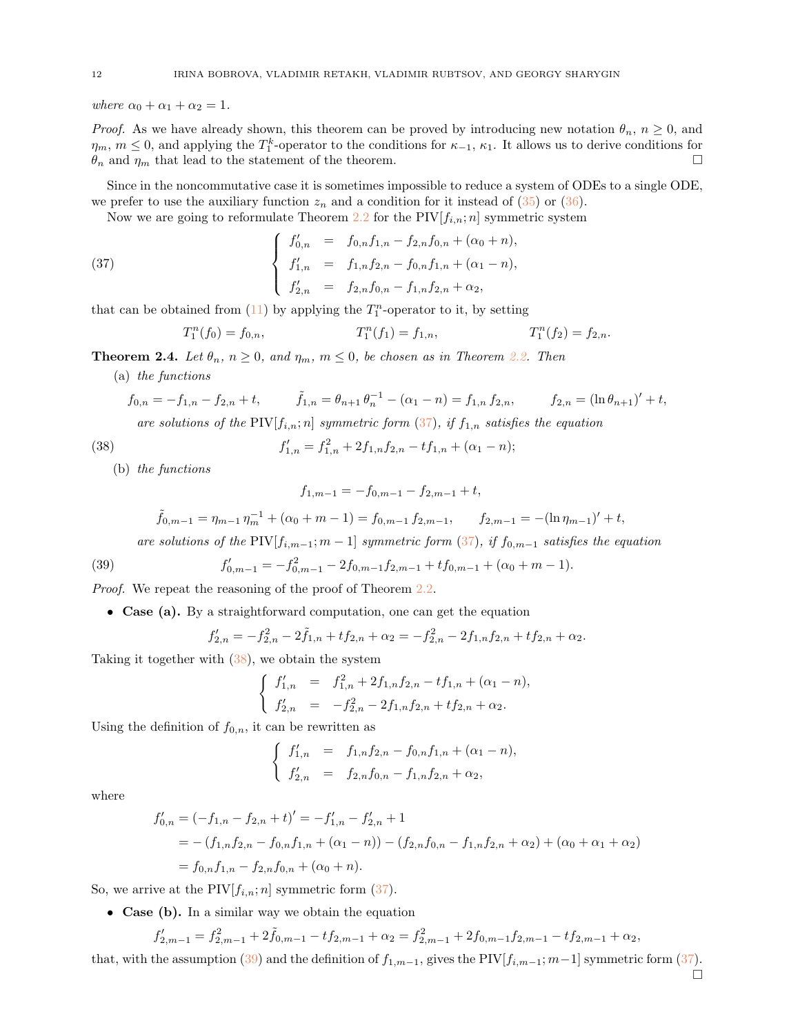*where* $\alpha_0 + \alpha_1 + \alpha_2 = 1$.

*Proof.* As we have already shown, this theorem can be proved by introducing new notation $\theta_n$, $n \geq 0$, and $\eta_m$, $m \leq 0$, and applying the $T_1^k$-operator to the conditions for $\kappa_{-1}$, $\kappa_1$. It allows us to derive conditions for $\theta_n$ and $\eta_m$ that lead to the statement of the theorem. $\square$

Since in the noncommutative case it is sometimes impossible to reduce a system of ODEs to a single ODE, we prefer to use the auxiliary function $z_n$ and a condition for it instead of (35) or (36).

Now we are going to reformulate Theorem 2.2 for the $\mathrm{PIV}[f_{i,n}; n]$ symmetric system

$$\left\{ \begin{array}{lcl} f_{0,n}' &=& f_{0,n} f_{1,n} - f_{2,n} f_{0,n} + (\alpha_0 + n), \\ f_{1,n}' &=& f_{1,n} f_{2,n} - f_{0,n} f_{1,n} + (\alpha_1 - n), \\ f_{2,n}' &=& f_{2,n} f_{0,n} - f_{1,n} f_{2,n} + \alpha_2, \end{array} \right. \tag{37}$$

that can be obtained from (11) by applying the $T_1^n$-operator to it, by setting

$$T_1^n(f_0) = f_{0,n}, \qquad T_1^n(f_1) = f_{1,n}, \qquad T_1^n(f_2) = f_{2,n}.$$

**Theorem 2.4.** *Let $\theta_n$, $n \geq 0$, and $\eta_m$, $m \leq 0$, be chosen as in Theorem 2.2. Then*

(a) *the functions*

$$f_{0,n} = -f_{1,n} - f_{2,n} + t, \qquad \tilde{f}_{1,n} = \theta_{n+1}\,\theta_n^{-1} - (\alpha_1 - n) = f_{1,n}\, f_{2,n}, \qquad f_{2,n} = (\ln \theta_{n+1})' + t,$$

*are solutions of the* $\mathrm{PIV}[f_{i,n}; n]$ *symmetric form (37), if $f_{1,n}$ satisfies the equation*

$$f_{1,n}' = f_{1,n}^2 + 2 f_{1,n} f_{2,n} - t f_{1,n} + (\alpha_1 - n); \tag{38}$$

(b) *the functions*

$$f_{1,m-1} = -f_{0,m-1} - f_{2,m-1} + t,$$

$$\tilde{f}_{0,m-1} = \eta_{m-1}\,\eta_m^{-1} + (\alpha_0 + m - 1) = f_{0,m-1}\, f_{2,m-1}, \qquad f_{2,m-1} = -(\ln \eta_{m-1})' + t,$$

*are solutions of the* $\mathrm{PIV}[f_{i,m-1}; m-1]$ *symmetric form (37), if $f_{0,m-1}$ satisfies the equation*

$$f_{0,m-1}' = -f_{0,m-1}^2 - 2 f_{0,m-1} f_{2,m-1} + t f_{0,m-1} + (\alpha_0 + m - 1). \tag{39}$$

*Proof.* We repeat the reasoning of the proof of Theorem 2.2.

- **Case (a).** By a straightforward computation, one can get the equation

$$f_{2,n}' = -f_{2,n}^2 - 2\tilde{f}_{1,n} + t f_{2,n} + \alpha_2 = -f_{2,n}^2 - 2 f_{1,n} f_{2,n} + t f_{2,n} + \alpha_2.$$

Taking it together with (38), we obtain the system

$$\left\{ \begin{array}{lcl} f_{1,n}' &=& f_{1,n}^2 + 2 f_{1,n} f_{2,n} - t f_{1,n} + (\alpha_1 - n), \\ f_{2,n}' &=& -f_{2,n}^2 - 2 f_{1,n} f_{2,n} + t f_{2,n} + \alpha_2. \end{array} \right.$$

Using the definition of $f_{0,n}$, it can be rewritten as

$$\left\{ \begin{array}{lcl} f_{1,n}' &=& f_{1,n} f_{2,n} - f_{0,n} f_{1,n} + (\alpha_1 - n), \\ f_{2,n}' &=& f_{2,n} f_{0,n} - f_{1,n} f_{2,n} + \alpha_2, \end{array} \right.$$

where

$$\begin{aligned} f_{0,n}' &= (-f_{1,n} - f_{2,n} + t)' = -f_{1,n}' - f_{2,n}' + 1 \\ &= -\left(f_{1,n} f_{2,n} - f_{0,n} f_{1,n} + (\alpha_1 - n)\right) - \left(f_{2,n} f_{0,n} - f_{1,n} f_{2,n} + \alpha_2\right) + (\alpha_0 + \alpha_1 + \alpha_2) \\ &= f_{0,n} f_{1,n} - f_{2,n} f_{0,n} + (\alpha_0 + n). \end{aligned}$$

So, we arrive at the $\mathrm{PIV}[f_{i,n}; n]$ symmetric form (37).

- **Case (b).** In a similar way we obtain the equation

$$f_{2,m-1}' = f_{2,m-1}^2 + 2\tilde{f}_{0,m-1} - t f_{2,m-1} + \alpha_2 = f_{2,m-1}^2 + 2 f_{0,m-1} f_{2,m-1} - t f_{2,m-1} + \alpha_2,$$

that, with the assumption (39) and the definition of $f_{1,m-1}$, gives the $\mathrm{PIV}[f_{i,m-1}; m-1]$ symmetric form (37). $\square$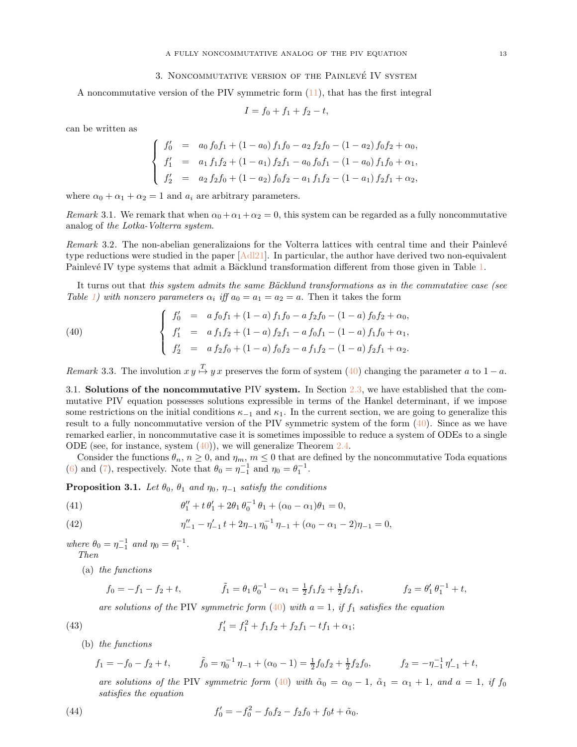## 3. Noncommutative version of the Painlevé IV system

A noncommutative version of the PIV symmetric form (11), that has the first integral

$$I = f_0 + f_1 + f_2 - t,$$

can be written as

$$\begin{cases} f_0' &= a_0\, f_0 f_1 + (1-a_0)\, f_1 f_0 - a_2\, f_2 f_0 - (1-a_2)\, f_0 f_2 + \alpha_0, \\ f_1' &= a_1\, f_1 f_2 + (1-a_1)\, f_2 f_1 - a_0\, f_0 f_1 - (1-a_0)\, f_1 f_0 + \alpha_1, \\ f_2' &= a_2\, f_2 f_0 + (1-a_2)\, f_0 f_2 - a_1\, f_1 f_2 - (1-a_1)\, f_2 f_1 + \alpha_2, \end{cases}$$

where $\alpha_0 + \alpha_1 + \alpha_2 = 1$ and $a_i$ are arbitrary parameters.

*Remark* 3.1. We remark that when $\alpha_0+\alpha_1+\alpha_2 = 0$, this system can be regarded as a fully noncommutative analog of *the Lotka-Volterra system*.

*Remark* 3.2. The non-abelian generalizaions for the Volterra lattices with central time and their Painlevé type reductions were studied in the paper [Adl21]. In particular, the author have derived two non-equivalent Painlevé IV type systems that admit a Bäcklund transformation different from those given in Table 1.

It turns out that *this system admits the same Bäcklund transformations as in the commutative case (see Table 1) with nonzero parameters $\alpha_i$ iff $a_0 = a_1 = a_2 = a$.* Then it takes the form

$$\begin{cases} f_0' &= a\, f_0 f_1 + (1-a)\, f_1 f_0 - a\, f_2 f_0 - (1-a)\, f_0 f_2 + \alpha_0, \\ f_1' &= a\, f_1 f_2 + (1-a)\, f_2 f_1 - a\, f_0 f_1 - (1-a)\, f_1 f_0 + \alpha_1, \\ f_2' &= a\, f_2 f_0 + (1-a)\, f_0 f_2 - a\, f_1 f_2 - (1-a)\, f_2 f_1 + \alpha_2. \end{cases} \tag{40}$$

*Remark* 3.3. The involution $x\, y \overset{T}{\mapsto} y\, x$ preserves the form of system (40) changing the parameter $a$ to $1-a$.

### 3.1. Solutions of the noncommutative PIV system.

In Section 2.3, we have established that the commutative PIV equation possesses solutions expressible in terms of the Hankel determinant, if we impose some restrictions on the initial conditions $\kappa_{-1}$ and $\kappa_1$. In the current section, we are going to generalize this result to a fully noncommutative version of the PIV symmetric system of the form (40). Since as we have remarked earlier, in noncommutative case it is sometimes impossible to reduce a system of ODEs to a single ODE (see, for instance, system (40)), we will generalize Theorem 2.4.

Consider the functions $\theta_n$, $n \geq 0$, and $\eta_m$, $m \leq 0$ that are defined by the noncommutative Toda equations (6) and (7), respectively. Note that $\theta_0 = \eta_{-1}^{-1}$ and $\eta_0 = \theta_1^{-1}$.

**Proposition 3.1.** *Let $\theta_0$, $\theta_1$ and $\eta_0$, $\eta_{-1}$ satisfy the conditions*

$$\theta_1'' + t\,\theta_1' + 2\theta_1\,\theta_0^{-1}\,\theta_1 + (\alpha_0 - \alpha_1)\theta_1 = 0, \tag{41}$$

$$\eta_{-1}'' - \eta_{-1}'\,t + 2\eta_{-1}\,\eta_0^{-1}\,\eta_{-1} + (\alpha_0 - \alpha_1 - 2)\eta_{-1} = 0, \tag{42}$$

*where $\theta_0 = \eta_{-1}^{-1}$ and $\eta_0 = \theta_1^{-1}$.*
*Then*

(a) *the functions*

$$f_0 = -f_1 - f_2 + t, \qquad \tilde{f}_1 = \theta_1\,\theta_0^{-1} - \alpha_1 = \tfrac{1}{2} f_1 f_2 + \tfrac{1}{2} f_2 f_1, \qquad f_2 = \theta_1'\,\theta_1^{-1} + t,$$

*are solutions of the* PIV *symmetric form* (40) *with $a = 1$, if $f_1$ satisfies the equation*

$$f_1' = f_1^2 + f_1 f_2 + f_2 f_1 - t f_1 + \alpha_1; \tag{43}$$

(b) *the functions*

$$f_1 = -f_0 - f_2 + t, \qquad \tilde{f}_0 = \eta_0^{-1}\,\eta_{-1} + (\alpha_0 - 1) = \tfrac{1}{2} f_0 f_2 + \tfrac{1}{2} f_2 f_0, \qquad f_2 = -\eta_{-1}^{-1}\,\eta_{-1}' + t,$$

*are solutions of the* PIV *symmetric form* (40) *with $\tilde{\alpha}_0 = \alpha_0 - 1$, $\tilde{\alpha}_1 = \alpha_1 + 1$, and $a = 1$, if $f_0$ satisfies the equation*

$$f_0' = -f_0^2 - f_0 f_2 - f_2 f_0 + f_0 t + \tilde{\alpha}_0. \tag{44}$$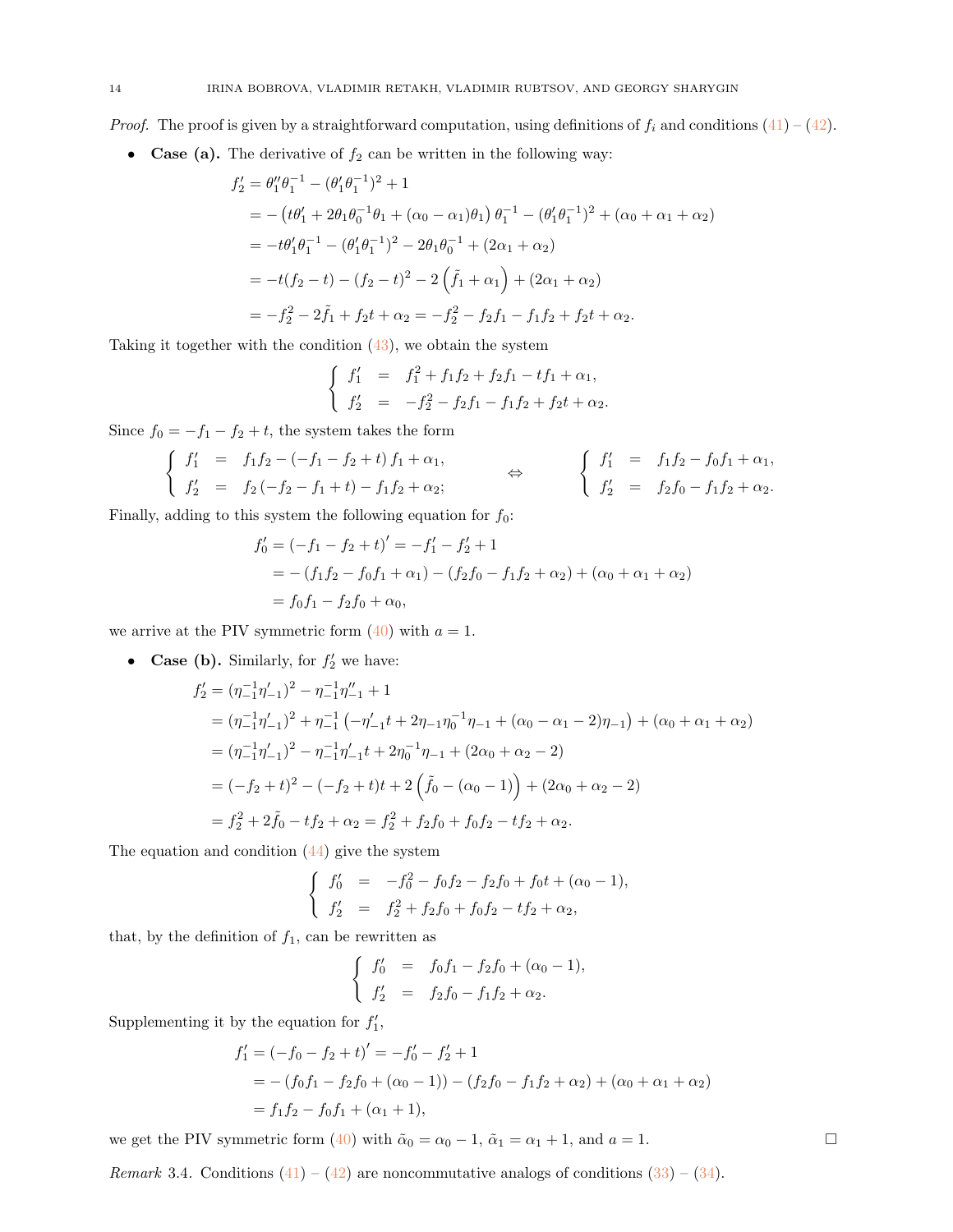*Proof.* The proof is given by a straightforward computation, using definitions of $f_i$ and conditions (41) – (42).

- **Case (a).** The derivative of $f_2$ can be written in the following way:

$$
\begin{aligned}
f_2' &= \theta_1''\theta_1^{-1} - (\theta_1'\theta_1^{-1})^2 + 1 \\
&= -\left(t\theta_1' + 2\theta_1\theta_0^{-1}\theta_1 + (\alpha_0 - \alpha_1)\theta_1\right)\theta_1^{-1} - (\theta_1'\theta_1^{-1})^2 + (\alpha_0 + \alpha_1 + \alpha_2) \\
&= -t\theta_1'\theta_1^{-1} - (\theta_1'\theta_1^{-1})^2 - 2\theta_1\theta_0^{-1} + (2\alpha_1 + \alpha_2) \\
&= -t(f_2 - t) - (f_2 - t)^2 - 2\left(\tilde{f}_1 + \alpha_1\right) + (2\alpha_1 + \alpha_2) \\
&= -f_2^2 - 2\tilde{f}_1 + f_2 t + \alpha_2 = -f_2^2 - f_2 f_1 - f_1 f_2 + f_2 t + \alpha_2.
\end{aligned}
$$

Taking it together with the condition (43), we obtain the system

$$
\left\{
\begin{array}{rcl}
f_1' &=& f_1^2 + f_1 f_2 + f_2 f_1 - t f_1 + \alpha_1, \\
f_2' &=& -f_2^2 - f_2 f_1 - f_1 f_2 + f_2 t + \alpha_2.
\end{array}
\right.
$$

Since $f_0 = -f_1 - f_2 + t$, the system takes the form

$$
\left\{
\begin{array}{rcl}
f_1' &=& f_1 f_2 - (-f_1 - f_2 + t)\, f_1 + \alpha_1, \\
f_2' &=& f_2\,(-f_2 - f_1 + t) - f_1 f_2 + \alpha_2;
\end{array}
\right.
\qquad \Leftrightarrow \qquad
\left\{
\begin{array}{rcl}
f_1' &=& f_1 f_2 - f_0 f_1 + \alpha_1, \\
f_2' &=& f_2 f_0 - f_1 f_2 + \alpha_2.
\end{array}
\right.
$$

Finally, adding to this system the following equation for $f_0$:

$$
\begin{aligned}
f_0' &= (-f_1 - f_2 + t)' = -f_1' - f_2' + 1 \\
&= -\left(f_1 f_2 - f_0 f_1 + \alpha_1\right) - \left(f_2 f_0 - f_1 f_2 + \alpha_2\right) + (\alpha_0 + \alpha_1 + \alpha_2) \\
&= f_0 f_1 - f_2 f_0 + \alpha_0,
\end{aligned}
$$

we arrive at the PIV symmetric form (40) with $a = 1$.

- **Case (b).** Similarly, for $f_2'$ we have:

$$
\begin{aligned}
f_2' &= (\eta_{-1}^{-1}\eta_{-1}')^2 - \eta_{-1}^{-1}\eta_{-1}'' + 1 \\
&= (\eta_{-1}^{-1}\eta_{-1}')^2 + \eta_{-1}^{-1}\left(-\eta_{-1}'t + 2\eta_{-1}\eta_0^{-1}\eta_{-1} + (\alpha_0 - \alpha_1 - 2)\eta_{-1}\right) + (\alpha_0 + \alpha_1 + \alpha_2) \\
&= (\eta_{-1}^{-1}\eta_{-1}')^2 - \eta_{-1}^{-1}\eta_{-1}'t + 2\eta_0^{-1}\eta_{-1} + (2\alpha_0 + \alpha_2 - 2) \\
&= (-f_2 + t)^2 - (-f_2 + t)t + 2\left(\tilde{f}_0 - (\alpha_0 - 1)\right) + (2\alpha_0 + \alpha_2 - 2) \\
&= f_2^2 + 2\tilde{f}_0 - t f_2 + \alpha_2 = f_2^2 + f_2 f_0 + f_0 f_2 - t f_2 + \alpha_2.
\end{aligned}
$$

The equation and condition (44) give the system

$$
\left\{
\begin{array}{rcl}
f_0' &=& -f_0^2 - f_0 f_2 - f_2 f_0 + f_0 t + (\alpha_0 - 1), \\
f_2' &=& f_2^2 + f_2 f_0 + f_0 f_2 - t f_2 + \alpha_2,
\end{array}
\right.
$$

that, by the definition of $f_1$, can be rewritten as

$$
\left\{
\begin{array}{rcl}
f_0' &=& f_0 f_1 - f_2 f_0 + (\alpha_0 - 1), \\
f_2' &=& f_2 f_0 - f_1 f_2 + \alpha_2.
\end{array}
\right.
$$

Supplementing it by the equation for $f_1'$,

$$
\begin{aligned}
f_1' &= (-f_0 - f_2 + t)' = -f_0' - f_2' + 1 \\
&= -\left(f_0 f_1 - f_2 f_0 + (\alpha_0 - 1)\right) - \left(f_2 f_0 - f_1 f_2 + \alpha_2\right) + (\alpha_0 + \alpha_1 + \alpha_2) \\
&= f_1 f_2 - f_0 f_1 + (\alpha_1 + 1),
\end{aligned}
$$

we get the PIV symmetric form (40) with $\tilde{\alpha}_0 = \alpha_0 - 1$, $\tilde{\alpha}_1 = \alpha_1 + 1$, and $a = 1$. $\square$

*Remark* 3.4. Conditions (41) – (42) are noncommutative analogs of conditions (33) – (34).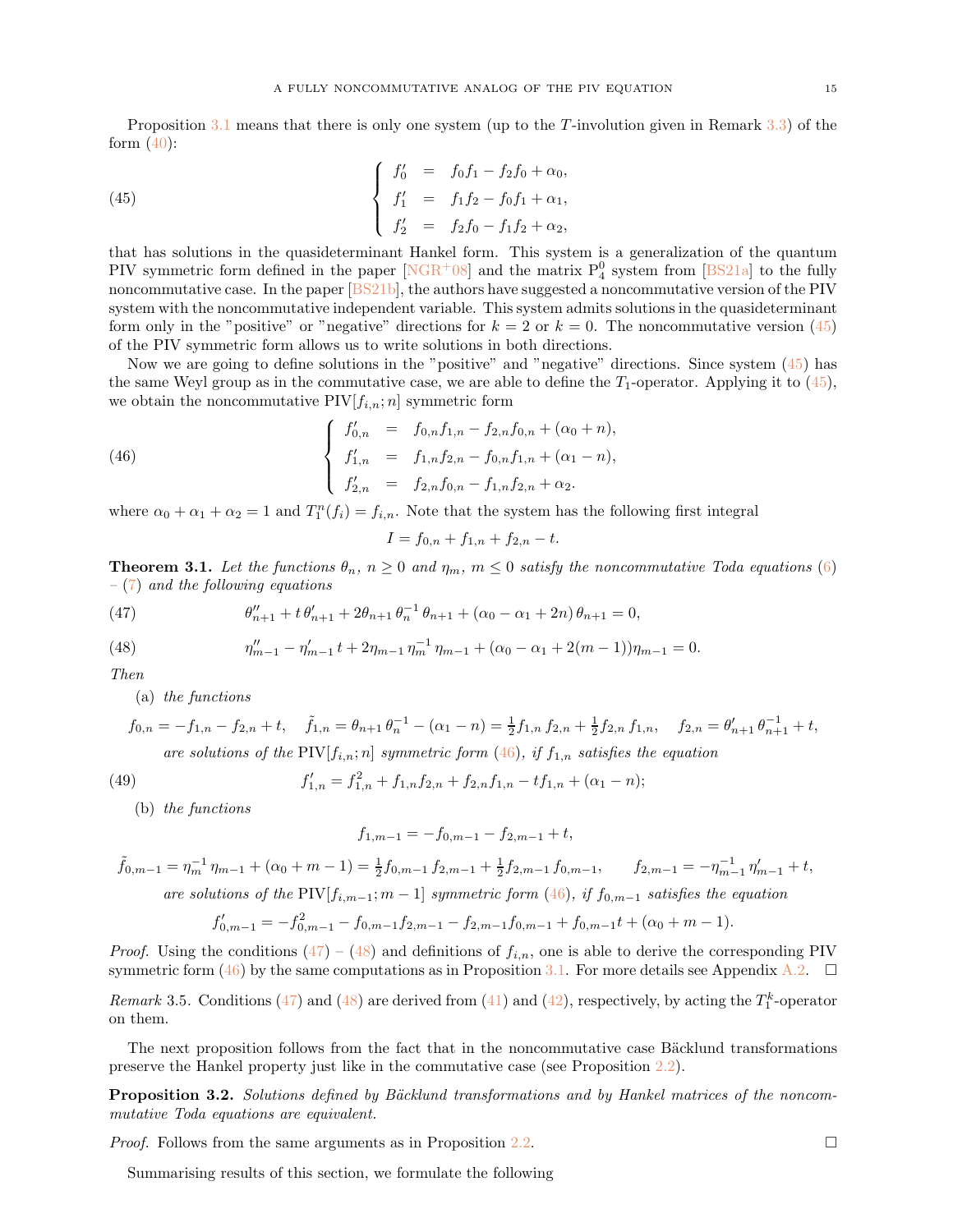Proposition 3.1 means that there is only one system (up to the $T$-involution given in Remark 3.3) of the form (40):

$$
\left\{
\begin{array}{rcl}
f_0' &=& f_0 f_1 - f_2 f_0 + \alpha_0,\\
f_1' &=& f_1 f_2 - f_0 f_1 + \alpha_1,\\
f_2' &=& f_2 f_0 - f_1 f_2 + \alpha_2,
\end{array}
\right. \tag{45}
$$

that has solutions in the quasideterminant Hankel form. This system is a generalization of the quantum PIV symmetric form defined in the paper [NGR+08] and the matrix $\mathrm{P}_4^0$ system from [BS21a] to the fully noncommutative case. In the paper [BS21b], the authors have suggested a noncommutative version of the PIV system with the noncommutative independent variable. This system admits solutions in the quasideterminant form only in the "positive" or "negative" directions for $k = 2$ or $k = 0$. The noncommutative version (45) of the PIV symmetric form allows us to write solutions in both directions.

Now we are going to define solutions in the "positive" and "negative" directions. Since system (45) has the same Weyl group as in the commutative case, we are able to define the $T_1$-operator. Applying it to (45), we obtain the noncommutative $\mathrm{PIV}[f_{i,n}; n]$ symmetric form

$$
\left\{
\begin{array}{rcl}
f_{0,n}' &=& f_{0,n} f_{1,n} - f_{2,n} f_{0,n} + (\alpha_0 + n),\\
f_{1,n}' &=& f_{1,n} f_{2,n} - f_{0,n} f_{1,n} + (\alpha_1 - n),\\
f_{2,n}' &=& f_{2,n} f_{0,n} - f_{1,n} f_{2,n} + \alpha_2.
\end{array}
\right. \tag{46}
$$

where $\alpha_0 + \alpha_1 + \alpha_2 = 1$ and $T_1^n(f_i) = f_{i,n}$. Note that the system has the following first integral

$$
I = f_{0,n} + f_{1,n} + f_{2,n} - t.
$$

**Theorem 3.1.** *Let the functions $\theta_n$, $n \geq 0$ and $\eta_m$, $m \leq 0$ satisfy the noncommutative Toda equations (6) – (7) and the following equations*

$$
\theta_{n+1}'' + t\,\theta_{n+1}' + 2\theta_{n+1}\,\theta_n^{-1}\,\theta_{n+1} + (\alpha_0 - \alpha_1 + 2n)\,\theta_{n+1} = 0, \tag{47}
$$

$$
\eta_{m-1}'' - \eta_{m-1}'\,t + 2\eta_{m-1}\,\eta_m^{-1}\,\eta_{m-1} + (\alpha_0 - \alpha_1 + 2(m-1))\eta_{m-1} = 0. \tag{48}
$$

*Then*

(a) *the functions*

$$
f_{0,n} = -f_{1,n} - f_{2,n} + t, \quad \tilde f_{1,n} = \theta_{n+1}\,\theta_n^{-1} - (\alpha_1 - n) = \tfrac{1}{2} f_{1,n}\, f_{2,n} + \tfrac{1}{2} f_{2,n}\, f_{1,n}, \quad f_{2,n} = \theta_{n+1}'\,\theta_{n+1}^{-1} + t,
$$

*are solutions of the $\mathrm{PIV}[f_{i,n}; n]$ symmetric form (46), if $f_{1,n}$ satisfies the equation*

$$
f_{1,n}' = f_{1,n}^2 + f_{1,n} f_{2,n} + f_{2,n} f_{1,n} - t f_{1,n} + (\alpha_1 - n); \tag{49}
$$

(b) *the functions*

$$
f_{1,m-1} = -f_{0,m-1} - f_{2,m-1} + t,
$$

$$
\tilde f_{0,m-1} = \eta_m^{-1}\,\eta_{m-1} + (\alpha_0 + m - 1) = \tfrac{1}{2} f_{0,m-1}\, f_{2,m-1} + \tfrac{1}{2} f_{2,m-1}\, f_{0,m-1}, \qquad f_{2,m-1} = -\eta_{m-1}^{-1}\,\eta_{m-1}' + t,
$$

*are solutions of the $\mathrm{PIV}[f_{i,m-1}; m-1]$ symmetric form (46), if $f_{0,m-1}$ satisfies the equation*

$$
f_{0,m-1}' = -f_{0,m-1}^2 - f_{0,m-1} f_{2,m-1} - f_{2,m-1} f_{0,m-1} + f_{0,m-1} t + (\alpha_0 + m - 1).
$$

*Proof.* Using the conditions (47) – (48) and definitions of $f_{i,n}$, one is able to derive the corresponding PIV symmetric form (46) by the same computations as in Proposition 3.1. For more details see Appendix A.2. □

*Remark* 3.5. Conditions (47) and (48) are derived from (41) and (42), respectively, by acting the $T_1^k$-operator on them.

The next proposition follows from the fact that in the noncommutative case Bäcklund transformations preserve the Hankel property just like in the commutative case (see Proposition 2.2).

**Proposition 3.2.** *Solutions defined by Bäcklund transformations and by Hankel matrices of the noncommutative Toda equations are equivalent.*

*Proof.* Follows from the same arguments as in Proposition 2.2. □

Summarising results of this section, we formulate the following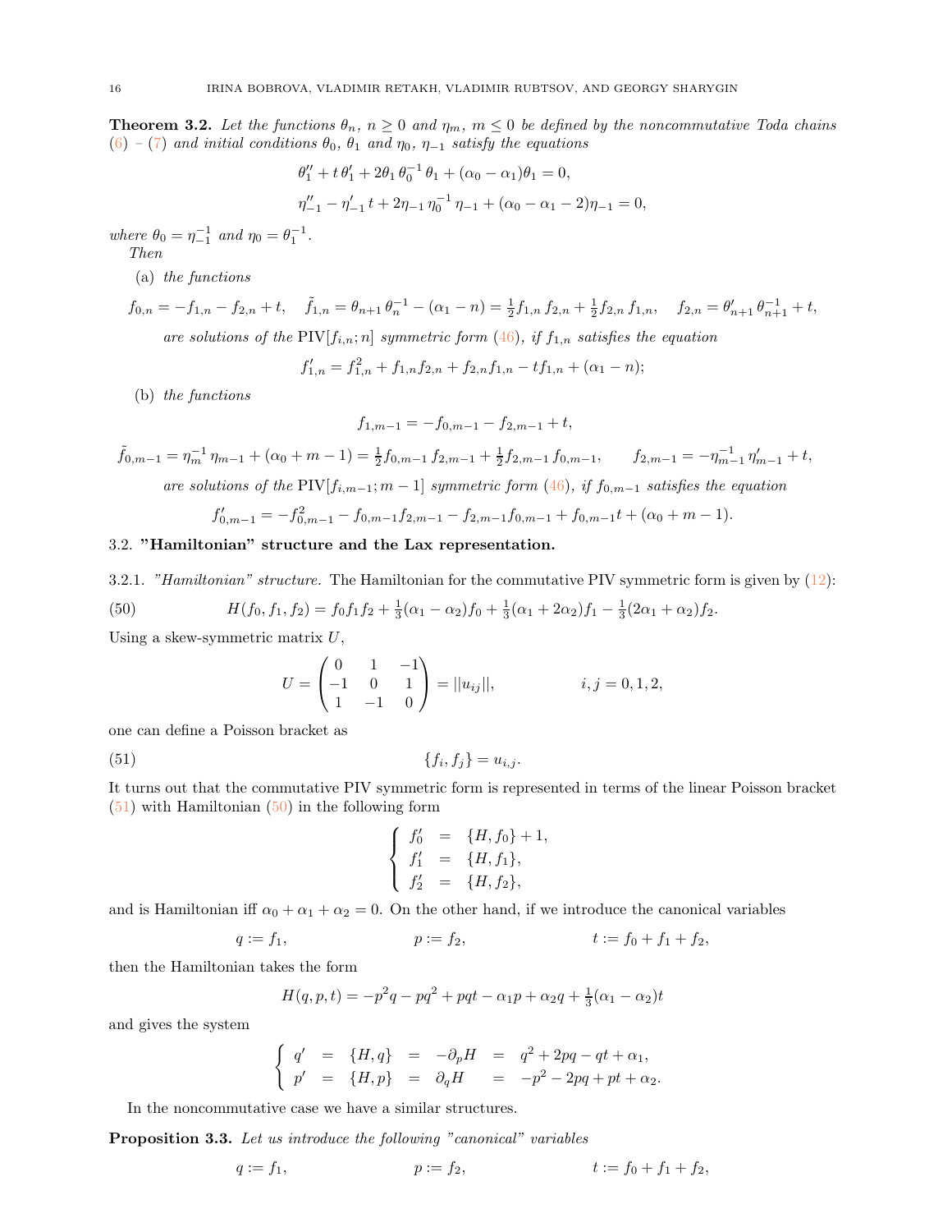**Theorem 3.2.** *Let the functions $\theta_n$, $n \geq 0$ and $\eta_m$, $m \leq 0$ be defined by the noncommutative Toda chains (6) – (7) and initial conditions $\theta_0$, $\theta_1$ and $\eta_0$, $\eta_{-1}$ satisfy the equations*

$$\theta_1'' + t\,\theta_1' + 2\theta_1\,\theta_0^{-1}\,\theta_1 + (\alpha_0 - \alpha_1)\theta_1 = 0,$$

$$\eta_{-1}'' - \eta_{-1}'\,t + 2\eta_{-1}\,\eta_0^{-1}\,\eta_{-1} + (\alpha_0 - \alpha_1 - 2)\eta_{-1} = 0,$$

*where $\theta_0 = \eta_{-1}^{-1}$ and $\eta_0 = \theta_1^{-1}$.*

*Then*

(a) *the functions*

$$f_{0,n} = -f_{1,n} - f_{2,n} + t, \quad \tilde{f}_{1,n} = \theta_{n+1}\,\theta_n^{-1} - (\alpha_1 - n) = \tfrac{1}{2}f_{1,n}\,f_{2,n} + \tfrac{1}{2}f_{2,n}\,f_{1,n}, \quad f_{2,n} = \theta_{n+1}'\,\theta_{n+1}^{-1} + t,$$

*are solutions of the* $\mathrm{PIV}[f_{i,n}; n]$ *symmetric form (46), if $f_{1,n}$ satisfies the equation*

$$f_{1,n}' = f_{1,n}^2 + f_{1,n}f_{2,n} + f_{2,n}f_{1,n} - tf_{1,n} + (\alpha_1 - n);$$

(b) *the functions*

$$f_{1,m-1} = -f_{0,m-1} - f_{2,m-1} + t,$$

$$\tilde{f}_{0,m-1} = \eta_m^{-1}\,\eta_{m-1} + (\alpha_0 + m - 1) = \tfrac{1}{2}f_{0,m-1}\,f_{2,m-1} + \tfrac{1}{2}f_{2,m-1}\,f_{0,m-1}, \qquad f_{2,m-1} = -\eta_{m-1}^{-1}\,\eta_{m-1}' + t,$$

*are solutions of the* $\mathrm{PIV}[f_{i,m-1}; m-1]$ *symmetric form (46), if $f_{0,m-1}$ satisfies the equation*

$$f_{0,m-1}' = -f_{0,m-1}^2 - f_{0,m-1}f_{2,m-1} - f_{2,m-1}f_{0,m-1} + f_{0,m-1}t + (\alpha_0 + m - 1).$$

### 3.2. "Hamiltonian" structure and the Lax representation.

3.2.1. *"Hamiltonian" structure.* The Hamiltonian for the commutative PIV symmetric form is given by (12):

$$H(f_0, f_1, f_2) = f_0f_1f_2 + \tfrac{1}{3}(\alpha_1 - \alpha_2)f_0 + \tfrac{1}{3}(\alpha_1 + 2\alpha_2)f_1 - \tfrac{1}{3}(2\alpha_1 + \alpha_2)f_2. \tag{50}$$

Using a skew-symmetric matrix $U$,

$$U = \begin{pmatrix} 0 & 1 & -1 \\ -1 & 0 & 1 \\ 1 & -1 & 0 \end{pmatrix} = ||u_{ij}||, \qquad\qquad i, j = 0, 1, 2,$$

one can define a Poisson bracket as

$$\{f_i, f_j\} = u_{i,j}. \tag{51}$$

It turns out that the commutative PIV symmetric form is represented in terms of the linear Poisson bracket (51) with Hamiltonian (50) in the following form

$$\begin{cases} f_0' &= \{H, f_0\} + 1, \\ f_1' &= \{H, f_1\}, \\ f_2' &= \{H, f_2\}, \end{cases}$$

and is Hamiltonian iff $\alpha_0 + \alpha_1 + \alpha_2 = 0$. On the other hand, if we introduce the canonical variables

$$q := f_1, \qquad\qquad p := f_2, \qquad\qquad t := f_0 + f_1 + f_2,$$

then the Hamiltonian takes the form

$$H(q, p, t) = -p^2q - pq^2 + pqt - \alpha_1 p + \alpha_2 q + \tfrac{1}{3}(\alpha_1 - \alpha_2)t$$

and gives the system

$$\begin{cases} q' &= \{H, q\} &= -\partial_p H &= q^2 + 2pq - qt + \alpha_1, \\ p' &= \{H, p\} &= \partial_q H &= -p^2 - 2pq + pt + \alpha_2. \end{cases}$$

In the noncommutative case we have a similar structures.

**Proposition 3.3.** *Let us introduce the following "canonical" variables*

$$q := f_1, \qquad\qquad p := f_2, \qquad\qquad t := f_0 + f_1 + f_2,$$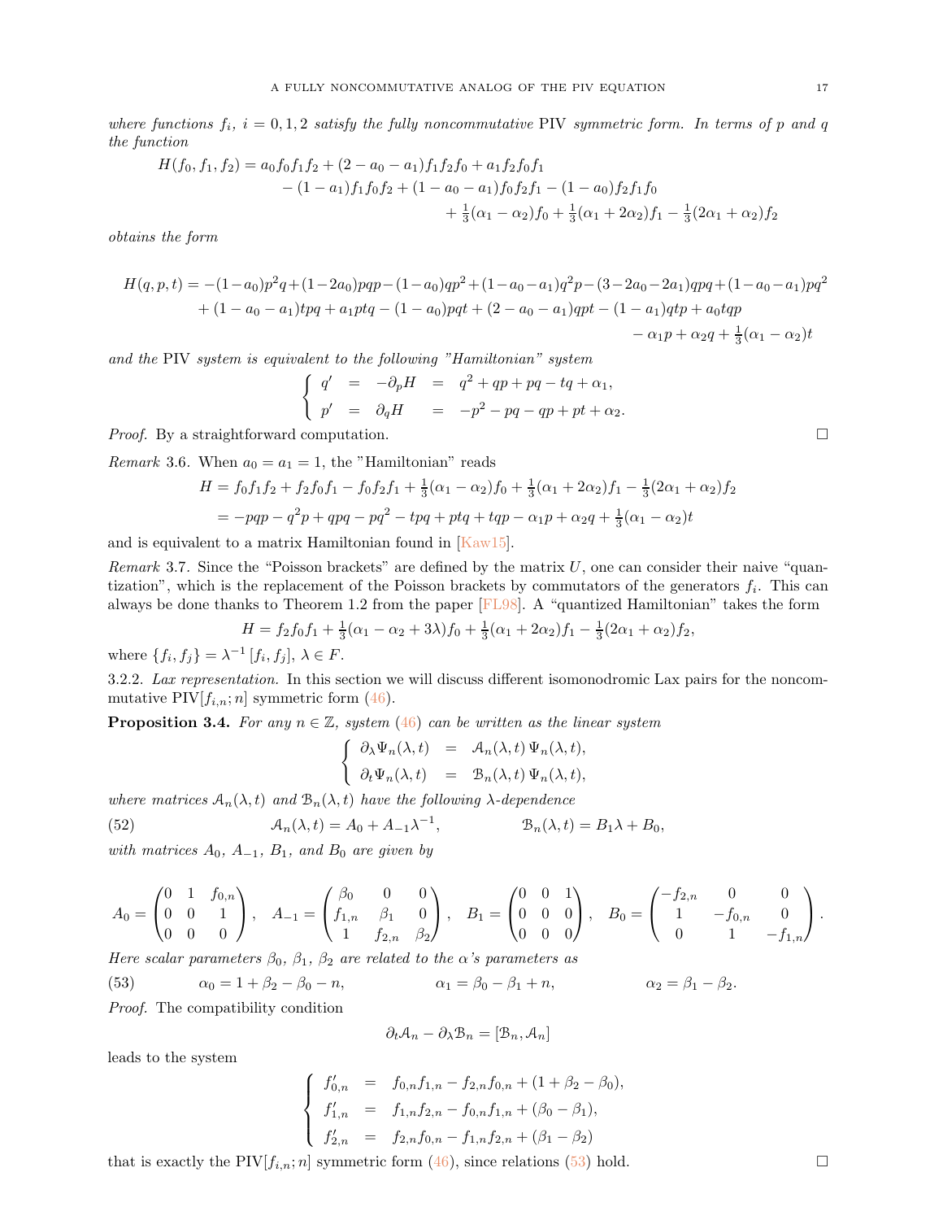*where functions $f_i$, $i = 0, 1, 2$ satisfy the fully noncommutative* PIV *symmetric form. In terms of $p$ and $q$ the function*

$$
\begin{aligned}
H(f_0, f_1, f_2) = {} & a_0 f_0 f_1 f_2 + (2 - a_0 - a_1) f_1 f_2 f_0 + a_1 f_2 f_0 f_1 \\
& - (1 - a_1) f_1 f_0 f_2 + (1 - a_0 - a_1) f_0 f_2 f_1 - (1 - a_0) f_2 f_1 f_0 \\
& + \tfrac{1}{3}(\alpha_1 - \alpha_2) f_0 + \tfrac{1}{3}(\alpha_1 + 2\alpha_2) f_1 - \tfrac{1}{3}(2\alpha_1 + \alpha_2) f_2
\end{aligned}
$$

*obtains the form*

$$
\begin{aligned}
H(q,p,t) = {} & -(1-a_0)p^2q + (1-2a_0)pqp - (1-a_0)qp^2 + (1-a_0-a_1)q^2p - (3-2a_0-2a_1)qpq + (1-a_0-a_1)pq^2 \\
& + (1-a_0-a_1)tpq + a_1 ptq - (1-a_0)pqt + (2-a_0-a_1)qpt - (1-a_1)qtp + a_0 tqp \\
& - \alpha_1 p + \alpha_2 q + \tfrac{1}{3}(\alpha_1 - \alpha_2)t
\end{aligned}
$$

*and the* PIV *system is equivalent to the following "Hamiltonian" system*

$$
\left\{
\begin{array}{lllll}
q' & = & -\partial_p H & = & q^2 + qp + pq - tq + \alpha_1, \\
p' & = & \partial_q H & = & -p^2 - pq - qp + pt + \alpha_2.
\end{array}
\right.
$$

*Proof.* By a straightforward computation. □

*Remark* 3.6. When $a_0 = a_1 = 1$, the "Hamiltonian" reads

$$
\begin{aligned}
H &= f_0 f_1 f_2 + f_2 f_0 f_1 - f_0 f_2 f_1 + \tfrac{1}{3}(\alpha_1 - \alpha_2) f_0 + \tfrac{1}{3}(\alpha_1 + 2\alpha_2) f_1 - \tfrac{1}{3}(2\alpha_1 + \alpha_2) f_2 \\
&= -pqp - q^2p + qpq - pq^2 - tpq + ptq + tqp - \alpha_1 p + \alpha_2 q + \tfrac{1}{3}(\alpha_1 - \alpha_2)t
\end{aligned}
$$

and is equivalent to a matrix Hamiltonian found in [Kaw15].

*Remark* 3.7. Since the "Poisson brackets" are defined by the matrix $U$, one can consider their naive "quantization", which is the replacement of the Poisson brackets by commutators of the generators $f_i$. This can always be done thanks to Theorem 1.2 from the paper [FL98]. A "quantized Hamiltonian" takes the form

$$
H = f_2 f_0 f_1 + \tfrac{1}{3}(\alpha_1 - \alpha_2 + 3\lambda) f_0 + \tfrac{1}{3}(\alpha_1 + 2\alpha_2) f_1 - \tfrac{1}{3}(2\alpha_1 + \alpha_2) f_2,
$$

where $\{f_i, f_j\} = \lambda^{-1}[f_i, f_j]$, $\lambda \in F$.

3.2.2. *Lax representation.* In this section we will discuss different isomonodromic Lax pairs for the noncommutative PIV$[f_{i,n}; n]$ symmetric form (46).

**Proposition 3.4.** *For any $n \in \mathbb{Z}$, system (46) can be written as the linear system*

$$
\left\{
\begin{array}{lll}
\partial_\lambda \Psi_n(\lambda, t) & = & \mathcal{A}_n(\lambda, t)\, \Psi_n(\lambda, t), \\
\partial_t \Psi_n(\lambda, t) & = & \mathcal{B}_n(\lambda, t)\, \Psi_n(\lambda, t),
\end{array}
\right.
$$

*where matrices $\mathcal{A}_n(\lambda, t)$ and $\mathcal{B}_n(\lambda, t)$ have the following $\lambda$-dependence*

$$
\mathcal{A}_n(\lambda, t) = A_0 + A_{-1}\lambda^{-1}, \qquad \mathcal{B}_n(\lambda, t) = B_1 \lambda + B_0, \tag{52}
$$

*with matrices $A_0$, $A_{-1}$, $B_1$, and $B_0$ are given by*

$$
A_0 = \begin{pmatrix} 0 & 1 & f_{0,n} \\ 0 & 0 & 1 \\ 0 & 0 & 0 \end{pmatrix}, \quad
A_{-1} = \begin{pmatrix} \beta_0 & 0 & 0 \\ f_{1,n} & \beta_1 & 0 \\ 1 & f_{2,n} & \beta_2 \end{pmatrix}, \quad
B_1 = \begin{pmatrix} 0 & 0 & 1 \\ 0 & 0 & 0 \\ 0 & 0 & 0 \end{pmatrix}, \quad
B_0 = \begin{pmatrix} -f_{2,n} & 0 & 0 \\ 1 & -f_{0,n} & 0 \\ 0 & 1 & -f_{1,n} \end{pmatrix}.
$$

*Here scalar parameters $\beta_0$, $\beta_1$, $\beta_2$ are related to the $\alpha$'s parameters as*

$$
\alpha_0 = 1 + \beta_2 - \beta_0 - n, \qquad \alpha_1 = \beta_0 - \beta_1 + n, \qquad \alpha_2 = \beta_1 - \beta_2. \tag{53}
$$

*Proof.* The compatibility condition

$$
\partial_t \mathcal{A}_n - \partial_\lambda \mathcal{B}_n = [\mathcal{B}_n, \mathcal{A}_n]
$$

leads to the system

$$
\left\{
\begin{array}{lll}
f'_{0,n} & = & f_{0,n} f_{1,n} - f_{2,n} f_{0,n} + (1 + \beta_2 - \beta_0), \\
f'_{1,n} & = & f_{1,n} f_{2,n} - f_{0,n} f_{1,n} + (\beta_0 - \beta_1), \\
f'_{2,n} & = & f_{2,n} f_{0,n} - f_{1,n} f_{2,n} + (\beta_1 - \beta_2)
\end{array}
\right.
$$

that is exactly the PIV$[f_{i,n}; n]$ symmetric form (46), since relations (53) hold. □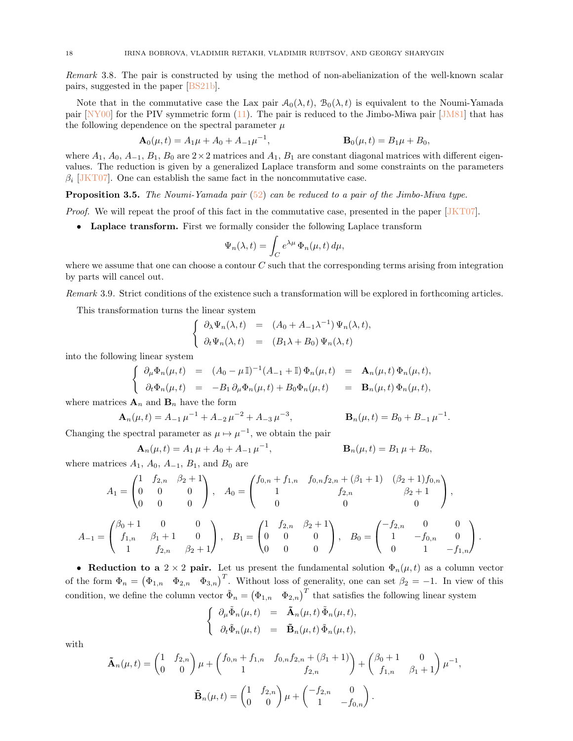*Remark* 3.8. The pair is constructed by using the method of non-abelianization of the well-known scalar pairs, suggested in the paper [BS21b].

Note that in the commutative case the Lax pair $\mathcal{A}_0(\lambda, t)$, $\mathcal{B}_0(\lambda, t)$ is equivalent to the Noumi-Yamada pair [NY00] for the PIV symmetric form (11). The pair is reduced to the Jimbo-Miwa pair [JM81] that has the following dependence on the spectral parameter $\mu$

$$\mathbf{A}_0(\mu, t) = A_1\mu + A_0 + A_{-1}\mu^{-1}, \qquad \mathbf{B}_0(\mu, t) = B_1\mu + B_0,$$

where $A_1$, $A_0$, $A_{-1}$, $B_1$, $B_0$ are $2\times 2$ matrices and $A_1$, $B_1$ are constant diagonal matrices with different eigenvalues. The reduction is given by a generalized Laplace transform and some constraints on the parameters $\beta_i$ [JKT07]. One can establish the same fact in the noncommutative case.

**Proposition 3.5.** *The Noumi-Yamada pair (52) can be reduced to a pair of the Jimbo-Miwa type.*

*Proof.* We will repeat the proof of this fact in the commutative case, presented in the paper [JKT07].

- **Laplace transform.** First we formally consider the following Laplace transform

$$\Psi_n(\lambda, t) = \int_C e^{\lambda\mu}\,\Phi_n(\mu, t)\,d\mu,$$

where we assume that one can choose a contour $C$ such that the corresponding terms arising from integration by parts will cancel out.

*Remark* 3.9. Strict conditions of the existence such a transformation will be explored in forthcoming articles.

This transformation turns the linear system

$$\left\{\begin{array}{lcl} \partial_\lambda\Psi_n(\lambda, t) & = & (A_0 + A_{-1}\lambda^{-1})\,\Psi_n(\lambda, t), \\ \partial_t\Psi_n(\lambda, t) & = & (B_1\lambda + B_0)\,\Psi_n(\lambda, t) \end{array}\right.$$

into the following linear system

$$\left\{\begin{array}{lclcl} \partial_\mu\Phi_n(\mu, t) & = & (A_0 - \mu\,\mathbb{I})^{-1}(A_{-1} + \mathbb{I})\,\Phi_n(\mu, t) & = & \mathbf{A}_n(\mu, t)\,\Phi_n(\mu, t), \\ \partial_t\Phi_n(\mu, t) & = & -B_1\,\partial_\mu\Phi_n(\mu, t) + B_0\Phi_n(\mu, t) & = & \mathbf{B}_n(\mu, t)\,\Phi_n(\mu, t), \end{array}\right.$$

where matrices $\mathbf{A}_n$ and $\mathbf{B}_n$ have the form

$$\mathbf{A}_n(\mu, t) = A_{-1}\,\mu^{-1} + A_{-2}\,\mu^{-2} + A_{-3}\,\mu^{-3}, \qquad \mathbf{B}_n(\mu, t) = B_0 + B_{-1}\,\mu^{-1}.$$

Changing the spectral parameter as $\mu \mapsto \mu^{-1}$, we obtain the pair

$$\mathbf{A}_n(\mu, t) = A_1\,\mu + A_0 + A_{-1}\,\mu^{-1}, \qquad \mathbf{B}_n(\mu, t) = B_1\,\mu + B_0,$$

where matrices $A_1$, $A_0$, $A_{-1}$, $B_1$, and $B_0$ are

$$A_1 = \begin{pmatrix} 1 & f_{2,n} & \beta_2 + 1 \\ 0 & 0 & 0 \\ 0 & 0 & 0 \end{pmatrix}, \quad A_0 = \begin{pmatrix} f_{0,n} + f_{1,n} & f_{0,n}f_{2,n} + (\beta_1 + 1) & (\beta_2 + 1)f_{0,n} \\ 1 & f_{2,n} & \beta_2 + 1 \\ 0 & 0 & 0 \end{pmatrix},$$

$$A_{-1} = \begin{pmatrix} \beta_0 + 1 & 0 & 0 \\ f_{1,n} & \beta_1 + 1 & 0 \\ 1 & f_{2,n} & \beta_2 + 1 \end{pmatrix}, \quad B_1 = \begin{pmatrix} 1 & f_{2,n} & \beta_2 + 1 \\ 0 & 0 & 0 \\ 0 & 0 & 0 \end{pmatrix}, \quad B_0 = \begin{pmatrix} -f_{2,n} & 0 & 0 \\ 1 & -f_{0,n} & 0 \\ 0 & 1 & -f_{1,n} \end{pmatrix}.$$

- **Reduction to a $2\times 2$ pair.** Let us present the fundamental solution $\Phi_n(\mu, t)$ as a column vector of the form $\Phi_n = \begin{pmatrix} \Phi_{1,n} & \Phi_{2,n} & \Phi_{3,n} \end{pmatrix}^T$. Without loss of generality, one can set $\beta_2 = -1$. In view of this condition, we define the column vector $\tilde{\Phi}_n = \begin{pmatrix} \Phi_{1,n} & \Phi_{2,n} \end{pmatrix}^T$ that satisfies the following linear system

$$\left\{\begin{array}{lcl} \partial_\mu\tilde{\Phi}_n(\mu, t) & = & \tilde{\mathbf{A}}_n(\mu, t)\,\tilde{\Phi}_n(\mu, t), \\ \partial_t\tilde{\Phi}_n(\mu, t) & = & \tilde{\mathbf{B}}_n(\mu, t)\,\tilde{\Phi}_n(\mu, t), \end{array}\right.$$

with

$$\tilde{\mathbf{A}}_n(\mu, t) = \begin{pmatrix} 1 & f_{2,n} \\ 0 & 0 \end{pmatrix}\mu + \begin{pmatrix} f_{0,n} + f_{1,n} & f_{0,n}f_{2,n} + (\beta_1 + 1) \\ 1 & f_{2,n} \end{pmatrix} + \begin{pmatrix} \beta_0 + 1 & 0 \\ f_{1,n} & \beta_1 + 1 \end{pmatrix}\mu^{-1},$$

$$\tilde{\mathbf{B}}_n(\mu, t) = \begin{pmatrix} 1 & f_{2,n} \\ 0 & 0 \end{pmatrix}\mu + \begin{pmatrix} -f_{2,n} & 0 \\ 1 & -f_{0,n} \end{pmatrix}.$$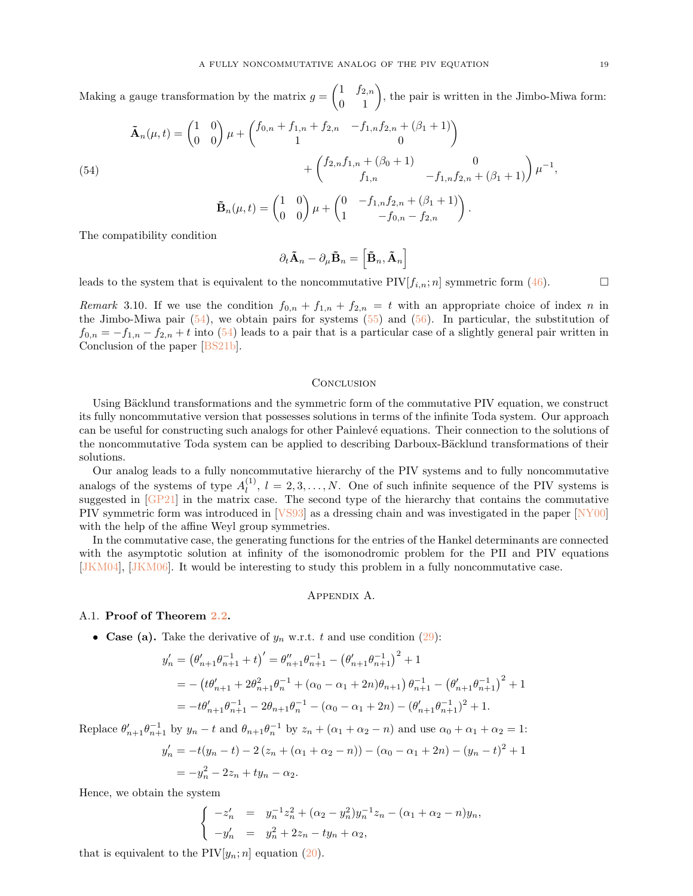Making a gauge transformation by the matrix $g = \begin{pmatrix} 1 & f_{2,n} \\ 0 & 1 \end{pmatrix}$, the pair is written in the Jimbo-Miwa form:

$$
\begin{aligned}
\tilde{\mathbf{A}}_n(\mu, t) &= \begin{pmatrix} 1 & 0 \\ 0 & 0 \end{pmatrix} \mu + \begin{pmatrix} f_{0,n} + f_{1,n} + f_{2,n} & -f_{1,n} f_{2,n} + (\beta_1 + 1) \\ 1 & 0 \end{pmatrix} \\
&\qquad + \begin{pmatrix} f_{2,n} f_{1,n} + (\beta_0 + 1) & 0 \\ f_{1,n} & -f_{1,n} f_{2,n} + (\beta_1 + 1) \end{pmatrix} \mu^{-1}, \\
\tilde{\mathbf{B}}_n(\mu, t) &= \begin{pmatrix} 1 & 0 \\ 0 & 0 \end{pmatrix} \mu + \begin{pmatrix} 0 & -f_{1,n} f_{2,n} + (\beta_1 + 1) \\ 1 & -f_{0,n} - f_{2,n} \end{pmatrix}.
\end{aligned} \tag{54}
$$

The compatibility condition

$$
\partial_t \tilde{\mathbf{A}}_n - \partial_\mu \tilde{\mathbf{B}}_n = \left[ \tilde{\mathbf{B}}_n, \tilde{\mathbf{A}}_n \right]
$$

leads to the system that is equivalent to the noncommutative PIV$[f_{i,n}; n]$ symmetric form (46). □

*Remark* 3.10. If we use the condition $f_{0,n} + f_{1,n} + f_{2,n} = t$ with an appropriate choice of index $n$ in the Jimbo-Miwa pair (54), we obtain pairs for systems (55) and (56). In particular, the substitution of $f_{0,n} = -f_{1,n} - f_{2,n} + t$ into (54) leads to a pair that is a particular case of a slightly general pair written in Conclusion of the paper [BS21b].

## Conclusion

Using Bäcklund transformations and the symmetric form of the commutative PIV equation, we construct its fully noncommutative version that possesses solutions in terms of the infinite Toda system. Our approach can be useful for constructing such analogs for other Painlevé equations. Their connection to the solutions of the noncommutative Toda system can be applied to describing Darboux-Bäcklund transformations of their solutions.

Our analog leads to a fully noncommutative hierarchy of the PIV systems and to fully noncommutative analogs of the systems of type $A_l^{(1)}$, $l = 2, 3, \ldots, N$. One of such infinite sequence of the PIV systems is suggested in [GP21] in the matrix case. The second type of the hierarchy that contains the commutative PIV symmetric form was introduced in [VS93] as a dressing chain and was investigated in the paper [NY00] with the help of the affine Weyl group symmetries.

In the commutative case, the generating functions for the entries of the Hankel determinants are connected with the asymptotic solution at infinity of the isomonodromic problem for the PII and PIV equations [JKM04], [JKM06]. It would be interesting to study this problem in a fully noncommutative case.

## Appendix A.

### A.1. Proof of Theorem 2.2.

- **Case (a).** Take the derivative of $y_n$ w.r.t. $t$ and use condition (29):

$$
\begin{aligned}
y_n' &= \left(\theta_{n+1}' \theta_{n+1}^{-1} + t\right)' = \theta_{n+1}'' \theta_{n+1}^{-1} - \left(\theta_{n+1}' \theta_{n+1}^{-1}\right)^2 + 1 \\
&= -\left(t\theta_{n+1}' + 2\theta_{n+1}^2 \theta_n^{-1} + (\alpha_0 - \alpha_1 + 2n)\theta_{n+1}\right) \theta_{n+1}^{-1} - \left(\theta_{n+1}' \theta_{n+1}^{-1}\right)^2 + 1 \\
&= -t\theta_{n+1}' \theta_{n+1}^{-1} - 2\theta_{n+1}\theta_n^{-1} - (\alpha_0 - \alpha_1 + 2n) - (\theta_{n+1}' \theta_{n+1}^{-1})^2 + 1.
\end{aligned}
$$

Replace $\theta_{n+1}' \theta_{n+1}^{-1}$ by $y_n - t$ and $\theta_{n+1}\theta_n^{-1}$ by $z_n + (\alpha_1 + \alpha_2 - n)$ and use $\alpha_0 + \alpha_1 + \alpha_2 = 1$:

$$
\begin{aligned}
y_n' &= -t(y_n - t) - 2\left(z_n + (\alpha_1 + \alpha_2 - n)\right) - (\alpha_0 - \alpha_1 + 2n) - (y_n - t)^2 + 1 \\
&= -y_n^2 - 2z_n + ty_n - \alpha_2.
\end{aligned}
$$

Hence, we obtain the system

$$
\begin{cases}
-z_n' &= y_n^{-1} z_n^2 + (\alpha_2 - y_n^2) y_n^{-1} z_n - (\alpha_1 + \alpha_2 - n) y_n, \\
-y_n' &= y_n^2 + 2z_n - ty_n + \alpha_2,
\end{cases}
$$

that is equivalent to the PIV$[y_n; n]$ equation (20).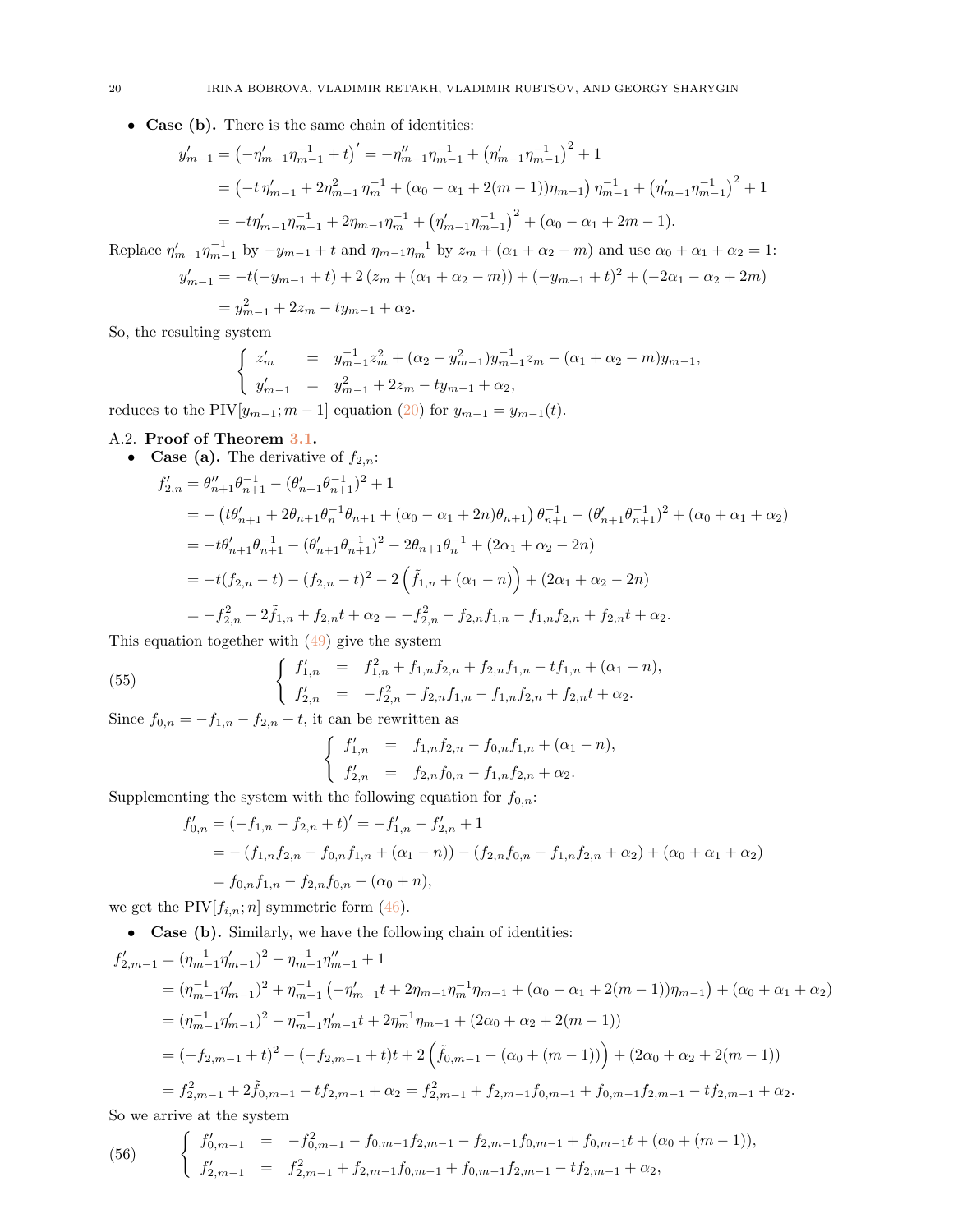- **Case (b).** There is the same chain of identities:

$$
\begin{aligned}
y'_{m-1} &= \left(-\eta'_{m-1}\eta_{m-1}^{-1} + t\right)' = -\eta''_{m-1}\eta_{m-1}^{-1} + \left(\eta'_{m-1}\eta_{m-1}^{-1}\right)^2 + 1 \\
&= \left(-t\,\eta'_{m-1} + 2\eta_{m-1}^2\,\eta_m^{-1} + (\alpha_0 - \alpha_1 + 2(m-1))\eta_{m-1}\right)\eta_{m-1}^{-1} + \left(\eta'_{m-1}\eta_{m-1}^{-1}\right)^2 + 1 \\
&= -t\eta'_{m-1}\eta_{m-1}^{-1} + 2\eta_{m-1}\eta_m^{-1} + \left(\eta'_{m-1}\eta_{m-1}^{-1}\right)^2 + (\alpha_0 - \alpha_1 + 2m - 1).
\end{aligned}
$$

Replace $\eta'_{m-1}\eta_{m-1}^{-1}$ by $-y_{m-1}+t$ and $\eta_{m-1}\eta_m^{-1}$ by $z_m + (\alpha_1+\alpha_2-m)$ and use $\alpha_0+\alpha_1+\alpha_2 = 1$:

$$
\begin{aligned}
y'_{m-1} &= -t(-y_{m-1}+t) + 2\left(z_m + (\alpha_1+\alpha_2-m)\right) + (-y_{m-1}+t)^2 + (-2\alpha_1 - \alpha_2 + 2m) \\
&= y_{m-1}^2 + 2z_m - ty_{m-1} + \alpha_2.
\end{aligned}
$$

So, the resulting system

$$
\begin{cases}
z'_m &= y_{m-1}^{-1}z_m^2 + (\alpha_2 - y_{m-1}^2)y_{m-1}^{-1}z_m - (\alpha_1+\alpha_2-m)y_{m-1}, \\
y'_{m-1} &= y_{m-1}^2 + 2z_m - ty_{m-1} + \alpha_2,
\end{cases}
$$

reduces to the PIV$[y_{m-1}; m-1]$ equation (20) for $y_{m-1} = y_{m-1}(t)$.

### A.2. Proof of Theorem 3.1.

- **Case (a).** The derivative of $f_{2,n}$:

$$
\begin{aligned}
f'_{2,n} &= \theta''_{n+1}\theta_{n+1}^{-1} - (\theta'_{n+1}\theta_{n+1}^{-1})^2 + 1 \\
&= -\left(t\theta'_{n+1} + 2\theta_{n+1}\theta_n^{-1}\theta_{n+1} + (\alpha_0 - \alpha_1 + 2n)\theta_{n+1}\right)\theta_{n+1}^{-1} - (\theta'_{n+1}\theta_{n+1}^{-1})^2 + (\alpha_0+\alpha_1+\alpha_2) \\
&= -t\theta'_{n+1}\theta_{n+1}^{-1} - (\theta'_{n+1}\theta_{n+1}^{-1})^2 - 2\theta_{n+1}\theta_n^{-1} + (2\alpha_1 + \alpha_2 - 2n) \\
&= -t(f_{2,n} - t) - (f_{2,n} - t)^2 - 2\left(\tilde{f}_{1,n} + (\alpha_1 - n)\right) + (2\alpha_1 + \alpha_2 - 2n) \\
&= -f_{2,n}^2 - 2\tilde{f}_{1,n} + f_{2,n}t + \alpha_2 = -f_{2,n}^2 - f_{2,n}f_{1,n} - f_{1,n}f_{2,n} + f_{2,n}t + \alpha_2.
\end{aligned}
$$

This equation together with (49) give the system

$$
\begin{cases}
f'_{1,n} &= f_{1,n}^2 + f_{1,n}f_{2,n} + f_{2,n}f_{1,n} - tf_{1,n} + (\alpha_1 - n), \\
f'_{2,n} &= -f_{2,n}^2 - f_{2,n}f_{1,n} - f_{1,n}f_{2,n} + f_{2,n}t + \alpha_2.
\end{cases} \tag{55}
$$

Since $f_{0,n} = -f_{1,n} - f_{2,n} + t$, it can be rewritten as

$$
\begin{cases}
f'_{1,n} &= f_{1,n}f_{2,n} - f_{0,n}f_{1,n} + (\alpha_1 - n), \\
f'_{2,n} &= f_{2,n}f_{0,n} - f_{1,n}f_{2,n} + \alpha_2.
\end{cases}
$$

Supplementing the system with the following equation for $f_{0,n}$:

$$
\begin{aligned}
f'_{0,n} &= (-f_{1,n} - f_{2,n} + t)' = -f'_{1,n} - f'_{2,n} + 1 \\
&= -\left(f_{1,n}f_{2,n} - f_{0,n}f_{1,n} + (\alpha_1 - n)\right) - \left(f_{2,n}f_{0,n} - f_{1,n}f_{2,n} + \alpha_2\right) + (\alpha_0 + \alpha_1 + \alpha_2) \\
&= f_{0,n}f_{1,n} - f_{2,n}f_{0,n} + (\alpha_0 + n),
\end{aligned}
$$

we get the PIV$[f_{i,n}; n]$ symmetric form (46).

- **Case (b).** Similarly, we have the following chain of identities:

$$
\begin{aligned}
f'_{2,m-1} &= (\eta_{m-1}^{-1}\eta'_{m-1})^2 - \eta_{m-1}^{-1}\eta''_{m-1} + 1 \\
&= (\eta_{m-1}^{-1}\eta'_{m-1})^2 + \eta_{m-1}^{-1}\left(-\eta'_{m-1}t + 2\eta_{m-1}\eta_m^{-1}\eta_{m-1} + (\alpha_0 - \alpha_1 + 2(m-1))\eta_{m-1}\right) + (\alpha_0+\alpha_1+\alpha_2) \\
&= (\eta_{m-1}^{-1}\eta'_{m-1})^2 - \eta_{m-1}^{-1}\eta'_{m-1}t + 2\eta_m^{-1}\eta_{m-1} + (2\alpha_0 + \alpha_2 + 2(m-1)) \\
&= (-f_{2,m-1} + t)^2 - (-f_{2,m-1} + t)t + 2\left(\tilde{f}_{0,m-1} - (\alpha_0 + (m-1))\right) + (2\alpha_0 + \alpha_2 + 2(m-1)) \\
&= f_{2,m-1}^2 + 2\tilde{f}_{0,m-1} - tf_{2,m-1} + \alpha_2 = f_{2,m-1}^2 + f_{2,m-1}f_{0,m-1} + f_{0,m-1}f_{2,m-1} - tf_{2,m-1} + \alpha_2.
\end{aligned}
$$

So we arrive at the system

$$
\begin{cases}
f'_{0,m-1} &= -f_{0,m-1}^2 - f_{0,m-1}f_{2,m-1} - f_{2,m-1}f_{0,m-1} + f_{0,m-1}t + (\alpha_0 + (m-1)), \\
f'_{2,m-1} &= f_{2,m-1}^2 + f_{2,m-1}f_{0,m-1} + f_{0,m-1}f_{2,m-1} - tf_{2,m-1} + \alpha_2,
\end{cases} \tag{56}
$$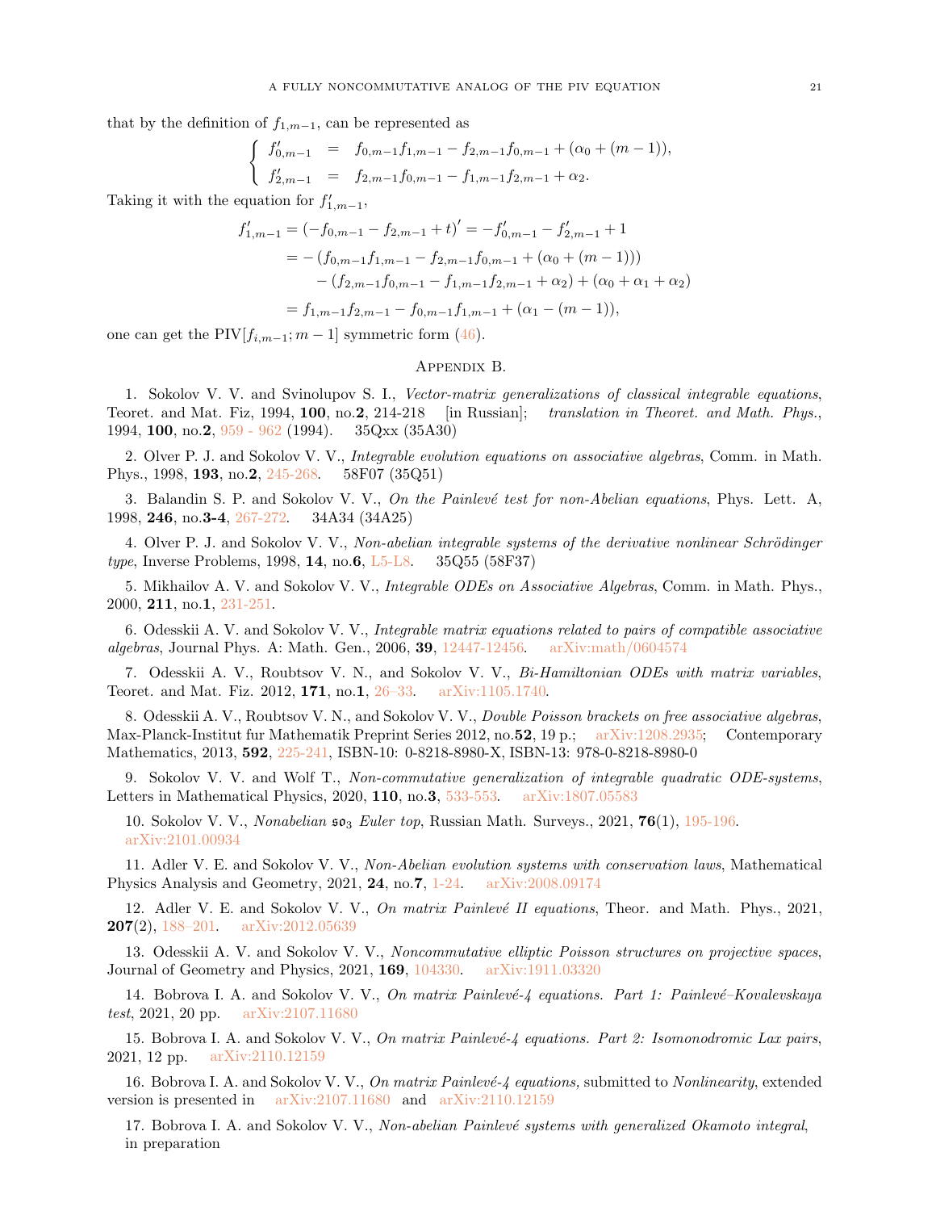that by the definition of $f_{1,m-1}$, can be represented as

$$
\left\{
\begin{array}{lcl}
f'_{0,m-1} & = & f_{0,m-1}f_{1,m-1} - f_{2,m-1}f_{0,m-1} + (\alpha_0 + (m-1)), \\
f'_{2,m-1} & = & f_{2,m-1}f_{0,m-1} - f_{1,m-1}f_{2,m-1} + \alpha_2.
\end{array}
\right.
$$

Taking it with the equation for $f'_{1,m-1}$,

$$
\begin{aligned}
f'_{1,m-1} &= \left(-f_{0,m-1} - f_{2,m-1} + t\right)' = -f'_{0,m-1} - f'_{2,m-1} + 1 \\
&= -\left(f_{0,m-1}f_{1,m-1} - f_{2,m-1}f_{0,m-1} + (\alpha_0 + (m-1))\right) \\
&\qquad - \left(f_{2,m-1}f_{0,m-1} - f_{1,m-1}f_{2,m-1} + \alpha_2\right) + (\alpha_0 + \alpha_1 + \alpha_2) \\
&= f_{1,m-1}f_{2,m-1} - f_{0,m-1}f_{1,m-1} + (\alpha_1 - (m-1)),
\end{aligned}
$$

one can get the PIV$[f_{i,m-1}; m-1]$ symmetric form (46).

## Appendix B.

1. Sokolov V. V. and Svinolupov S. I., *Vector-matrix generalizations of classical integrable equations*, Teoret. and Mat. Fiz, 1994, **100**, no.**2**, 214-218 [in Russian]; *translation in Theoret. and Math. Phys.*, 1994, **100**, no.**2**, 959 - 962 (1994). 35Qxx (35A30)

2. Olver P. J. and Sokolov V. V., *Integrable evolution equations on associative algebras*, Comm. in Math. Phys., 1998, **193**, no.**2**, 245-268. 58F07 (35Q51)

3. Balandin S. P. and Sokolov V. V., *On the Painlevé test for non-Abelian equations*, Phys. Lett. A, 1998, **246**, no.**3-4**, 267-272. 34A34 (34A25)

4. Olver P. J. and Sokolov V. V., *Non-abelian integrable systems of the derivative nonlinear Schrödinger type*, Inverse Problems, 1998, **14**, no.**6**, L5-L8. 35Q55 (58F37)

5. Mikhailov A. V. and Sokolov V. V., *Integrable ODEs on Associative Algebras*, Comm. in Math. Phys., 2000, **211**, no.**1**, 231-251.

6. Odesskii A. V. and Sokolov V. V., *Integrable matrix equations related to pairs of compatible associative algebras*, Journal Phys. A: Math. Gen., 2006, **39**, 12447-12456. arXiv:math/0604574

7. Odesskii A. V., Roubtsov V. N., and Sokolov V. V., *Bi-Hamiltonian ODEs with matrix variables*, Teoret. and Mat. Fiz. 2012, **171**, no.**1**, 26–33. arXiv:1105.1740.

8. Odesskii A. V., Roubtsov V. N., and Sokolov V. V., *Double Poisson brackets on free associative algebras*, Max-Planck-Institut fur Mathematik Preprint Series 2012, no.**52**, 19 p.; arXiv:1208.2935; Contemporary Mathematics, 2013, **592**, 225-241, ISBN-10: 0-8218-8980-X, ISBN-13: 978-0-8218-8980-0

9. Sokolov V. V. and Wolf T., *Non-commutative generalization of integrable quadratic ODE-systems*, Letters in Mathematical Physics, 2020, **110**, no.**3**, 533-553. arXiv:1807.05583

10. Sokolov V. V., *Nonabelian $\mathfrak{so}_3$ Euler top*, Russian Math. Surveys., 2021, **76**(1), 195-196. arXiv:2101.00934

11. Adler V. E. and Sokolov V. V., *Non-Abelian evolution systems with conservation laws*, Mathematical Physics Analysis and Geometry, 2021, **24**, no.**7**, 1-24. arXiv:2008.09174

12. Adler V. E. and Sokolov V. V., *On matrix Painlevé II equations*, Theor. and Math. Phys., 2021, **207**(2), 188–201. arXiv:2012.05639

13. Odesskii A. V. and Sokolov V. V., *Noncommutative elliptic Poisson structures on projective spaces*, Journal of Geometry and Physics, 2021, **169**, 104330. arXiv:1911.03320

14. Bobrova I. A. and Sokolov V. V., *On matrix Painlevé-4 equations. Part 1: Painlevé–Kovalevskaya test*, 2021, 20 pp. arXiv:2107.11680

15. Bobrova I. A. and Sokolov V. V., *On matrix Painlevé-4 equations. Part 2: Isomonodromic Lax pairs*, 2021, 12 pp. arXiv:2110.12159

16. Bobrova I. A. and Sokolov V. V., *On matrix Painlevé-4 equations,* submitted to *Nonlinearity*, extended version is presented in arXiv:2107.11680 and arXiv:2110.12159

17. Bobrova I. A. and Sokolov V. V., *Non-abelian Painlevé systems with generalized Okamoto integral*, in preparation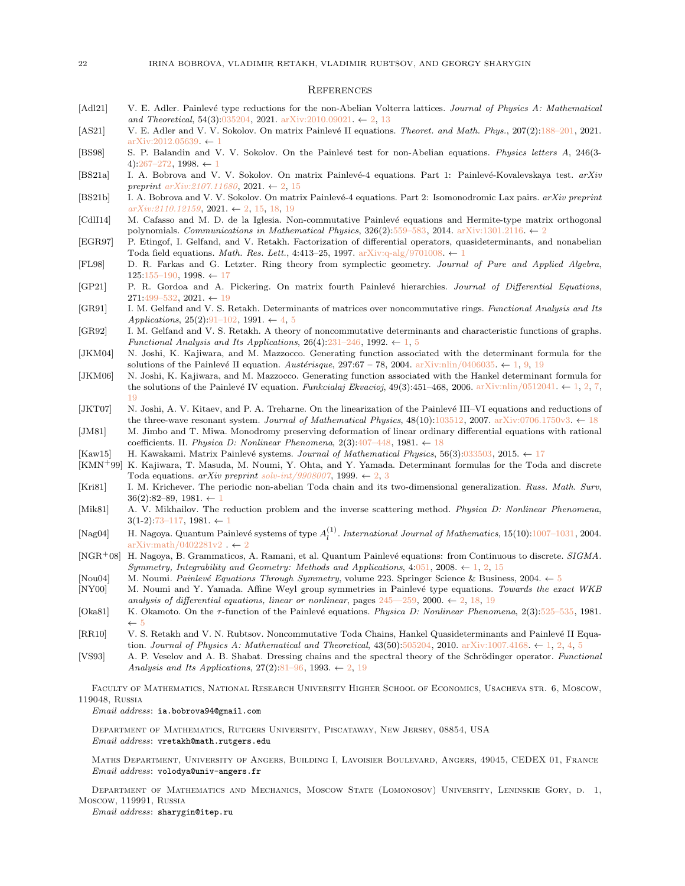## References

[Adl21] V. E. Adler. Painlevé type reductions for the non-Abelian Volterra lattices. *Journal of Physics A: Mathematical and Theoretical*, 54(3):035204, 2021. arXiv:2010.09021. ← 2, 13

[AS21] V. E. Adler and V. V. Sokolov. On matrix Painlevé II equations. *Theoret. and Math. Phys.*, 207(2):188–201, 2021. arXiv:2012.05639. ← 1

[BS98] S. P. Balandin and V. V. Sokolov. On the Painlevé test for non-Abelian equations. *Physics letters A*, 246(3-4):267–272, 1998. ← 1

[BS21a] I. A. Bobrova and V. V. Sokolov. On matrix Painlevé-4 equations. Part 1: Painlevé-Kovalevskaya test. *arXiv preprint arXiv:2107.11680*, 2021. ← 2, 15

[BS21b] I. A. Bobrova and V. V. Sokolov. On matrix Painlevé-4 equations. Part 2: Isomonodromic Lax pairs. *arXiv preprint arXiv:2110.12159*, 2021. ← 2, 15, 18, 19

[CdlI14] M. Cafasso and M. D. de la Iglesia. Non-commutative Painlevé equations and Hermite-type matrix orthogonal polynomials. *Communications in Mathematical Physics*, 326(2):559–583, 2014. arXiv:1301.2116. ← 2

[EGR97] P. Etingof, I. Gelfand, and V. Retakh. Factorization of differential operators, quasideterminants, and nonabelian Toda field equations. *Math. Res. Lett.*, 4:413–25, 1997. arXiv:q-alg/9701008. ← 1

[FL98] D. R. Farkas and G. Letzter. Ring theory from symplectic geometry. *Journal of Pure and Applied Algebra*, 125:155–190, 1998. ← 17

[GP21] P. R. Gordoa and A. Pickering. On matrix fourth Painlevé hierarchies. *Journal of Differential Equations*, 271:499–532, 2021. ← 19

[GR91] I. M. Gelfand and V. S. Retakh. Determinants of matrices over noncommutative rings. *Functional Analysis and Its Applications*, 25(2):91–102, 1991. ← 4, 5

[GR92] I. M. Gelfand and V. S. Retakh. A theory of noncommutative determinants and characteristic functions of graphs. *Functional Analysis and Its Applications*, 26(4):231–246, 1992. ← 1, 5

[JKM04] N. Joshi, K. Kajiwara, and M. Mazzocco. Generating function associated with the determinant formula for the solutions of the Painlevé II equation. *Astérisque*, 297:67 – 78, 2004. arXiv:nlin/0406035. ← 1, 9, 19

[JKM06] N. Joshi, K. Kajiwara, and M. Mazzocco. Generating function associated with the Hankel determinant formula for the solutions of the Painlevé IV equation. *Funkcialaj Ekvacioj*, 49(3):451–468, 2006. arXiv:nlin/0512041. ← 1, 2, 7, 19

[JKT07] N. Joshi, A. V. Kitaev, and P. A. Treharne. On the linearization of the Painlevé III–VI equations and reductions of the three-wave resonant system. *Journal of Mathematical Physics*, 48(10):103512, 2007. arXiv:0706.1750v3. ← 18

[JM81] M. Jimbo and T. Miwa. Monodromy preserving deformation of linear ordinary differential equations with rational coefficients. II. *Physica D: Nonlinear Phenomena*, 2(3):407–448, 1981. ← 18

[Kaw15] H. Kawakami. Matrix Painlevé systems. *Journal of Mathematical Physics*, 56(3):033503, 2015. ← 17

[KMN+99] K. Kajiwara, T. Masuda, M. Noumi, Y. Ohta, and Y. Yamada. Determinant formulas for the Toda and discrete Toda equations. *arXiv preprint solv-int/9908007*, 1999. ← 2, 3

[Kri81] I. M. Krichever. The periodic non-abelian Toda chain and its two-dimensional generalization. *Russ. Math. Surv*, 36(2):82–89, 1981. ← 1

[Mik81] A. V. Mikhailov. The reduction problem and the inverse scattering method. *Physica D: Nonlinear Phenomena*, 3(1-2):73–117, 1981. ← 1

[Nag04] H. Nagoya. Quantum Painlevé systems of type $A_l^{(1)}$. *International Journal of Mathematics*, 15(10):1007–1031, 2004. arXiv:math/0402281v2 . ← 2

[NGR+08] H. Nagoya, B. Grammaticos, A. Ramani, et al. Quantum Painlevé equations: from Continuous to discrete. *SIGMA. Symmetry, Integrability and Geometry: Methods and Applications*, 4:051, 2008. ← 1, 2, 15

[Nou04] M. Noumi. *Painlevé Equations Through Symmetry*, volume 223. Springer Science & Business, 2004. ← 5

[NY00] M. Noumi and Y. Yamada. Affine Weyl group symmetries in Painlevé type equations. *Towards the exact WKB analysis of differential equations, linear or nonlinear*, pages 245—259, 2000. ← 2, 18, 19

[Oka81] K. Okamoto. On the $\tau$-function of the Painlevé equations. *Physica D: Nonlinear Phenomena*, 2(3):525–535, 1981. ← 5

[RR10] V. S. Retakh and V. N. Rubtsov. Noncommutative Toda Chains, Hankel Quasideterminants and Painlevé II Equation. *Journal of Physics A: Mathematical and Theoretical*, 43(50):505204, 2010. arXiv:1007.4168. ← 1, 2, 4, 5

[VS93] A. P. Veselov and A. B. Shabat. Dressing chains and the spectral theory of the Schrödinger operator. *Functional Analysis and Its Applications*, 27(2):81–96, 1993. ← 2, 19

Faculty of Mathematics, National Research University Higher School of Economics, Usacheva str. 6, Moscow, 119048, Russia
*Email address*: ia.bobrova94@gmail.com

Department of Mathematics, Rutgers University, Piscataway, New Jersey, 08854, USA
*Email address*: vretakh@math.rutgers.edu

Maths Department, University of Angers, Building I, Lavoisier Boulevard, Angers, 49045, CEDEX 01, France
*Email address*: volodya@univ-angers.fr

Department of Mathematics and Mechanics, Moscow State (Lomonosov) University, Leninskie Gory, d. 1, Moscow, 119991, Russia
*Email address*: sharygin@itep.ru